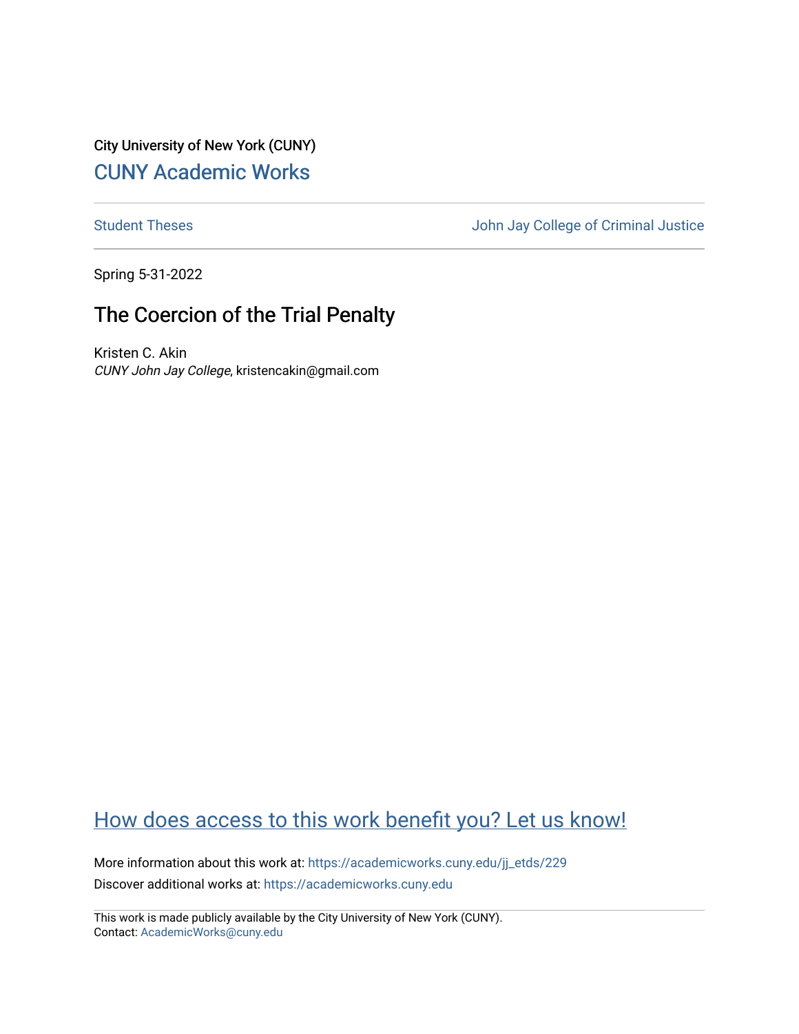City University of New York (CUNY)

CUNY Academic Works

Student Theses | John Jay College of Criminal Justice

Spring 5-31-2022

# The Coercion of the Trial Penalty

Kristen C. Akin
*CUNY John Jay College*, kristencakin@gmail.com

How does access to this work benefit you? Let us know!

More information about this work at: https://academicworks.cuny.edu/jj_etds/229

Discover additional works at: https://academicworks.cuny.edu

This work is made publicly available by the City University of New York (CUNY).
Contact: AcademicWorks@cuny.edu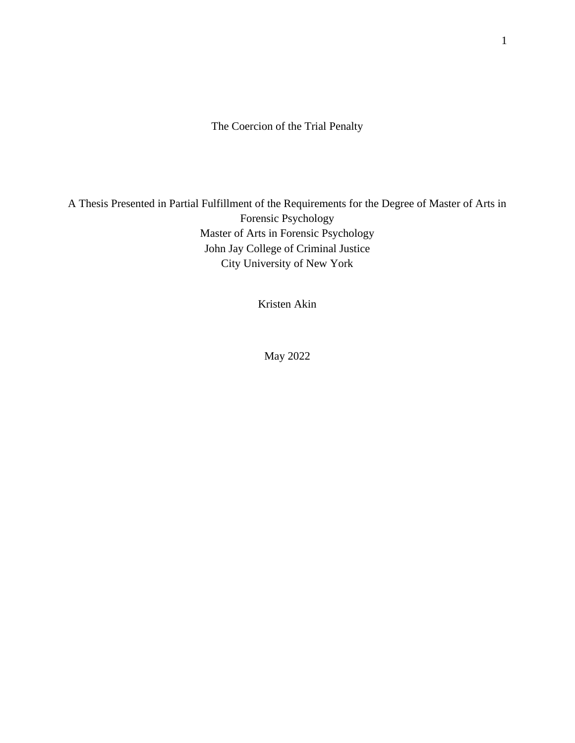# The Coercion of the Trial Penalty

A Thesis Presented in Partial Fulfillment of the Requirements for the Degree of Master of Arts in Forensic Psychology
Master of Arts in Forensic Psychology
John Jay College of Criminal Justice
City University of New York

Kristen Akin

May 2022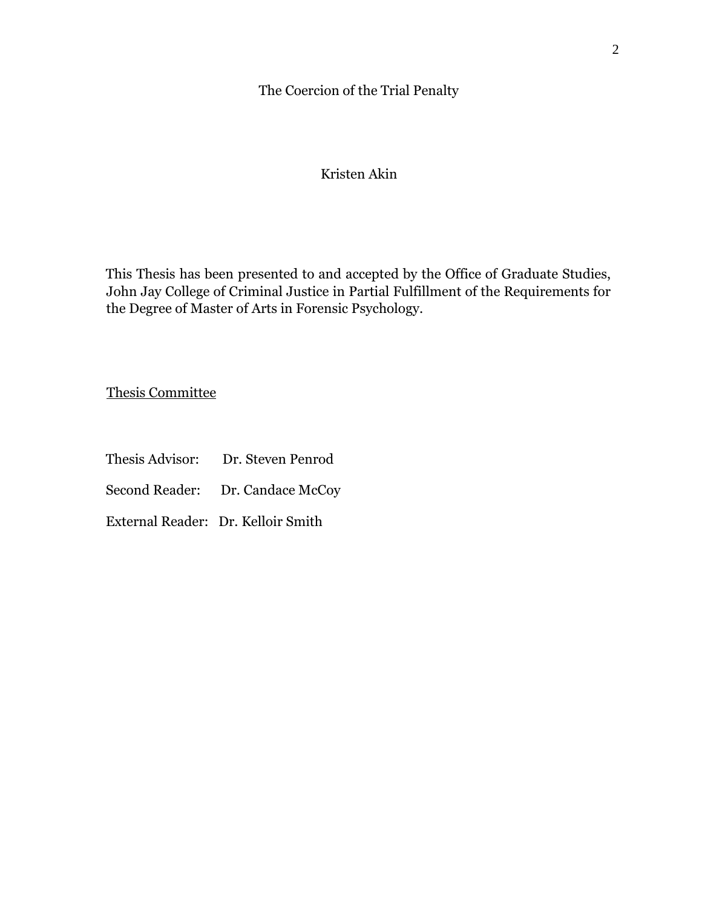The Coercion of the Trial Penalty

Kristen Akin

This Thesis has been presented to and accepted by the Office of Graduate Studies, John Jay College of Criminal Justice in Partial Fulfillment of the Requirements for the Degree of Master of Arts in Forensic Psychology.

Thesis Committee

Thesis Advisor: Dr. Steven Penrod

Second Reader: Dr. Candace McCoy

External Reader: Dr. Kelloir Smith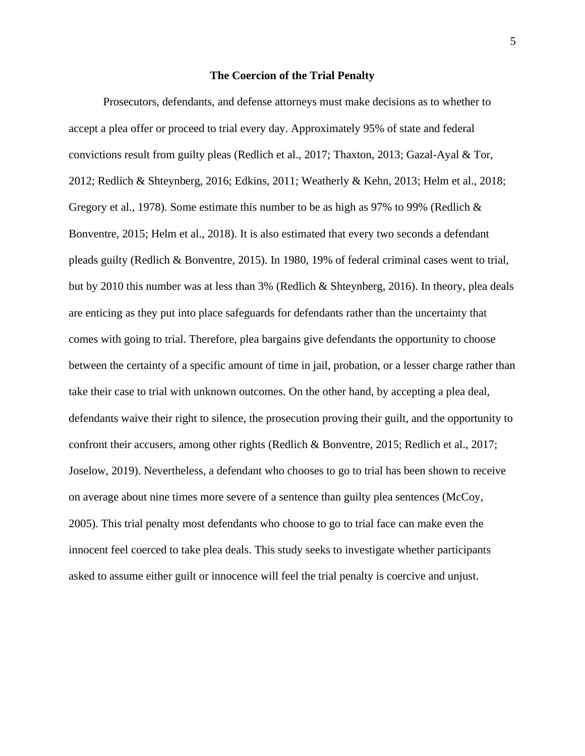## The Coercion of the Trial Penalty

Prosecutors, defendants, and defense attorneys must make decisions as to whether to accept a plea offer or proceed to trial every day. Approximately 95% of state and federal convictions result from guilty pleas (Redlich et al., 2017; Thaxton, 2013; Gazal-Ayal & Tor, 2012; Redlich & Shteynberg, 2016; Edkins, 2011; Weatherly & Kehn, 2013; Helm et al., 2018; Gregory et al., 1978). Some estimate this number to be as high as 97% to 99% (Redlich & Bonventre, 2015; Helm et al., 2018). It is also estimated that every two seconds a defendant pleads guilty (Redlich & Bonventre, 2015). In 1980, 19% of federal criminal cases went to trial, but by 2010 this number was at less than 3% (Redlich & Shteynberg, 2016). In theory, plea deals are enticing as they put into place safeguards for defendants rather than the uncertainty that comes with going to trial. Therefore, plea bargains give defendants the opportunity to choose between the certainty of a specific amount of time in jail, probation, or a lesser charge rather than take their case to trial with unknown outcomes. On the other hand, by accepting a plea deal, defendants waive their right to silence, the prosecution proving their guilt, and the opportunity to confront their accusers, among other rights (Redlich & Bonventre, 2015; Redlich et al., 2017; Joselow, 2019). Nevertheless, a defendant who chooses to go to trial has been shown to receive on average about nine times more severe of a sentence than guilty plea sentences (McCoy, 2005). This trial penalty most defendants who choose to go to trial face can make even the innocent feel coerced to take plea deals. This study seeks to investigate whether participants asked to assume either guilt or innocence will feel the trial penalty is coercive and unjust.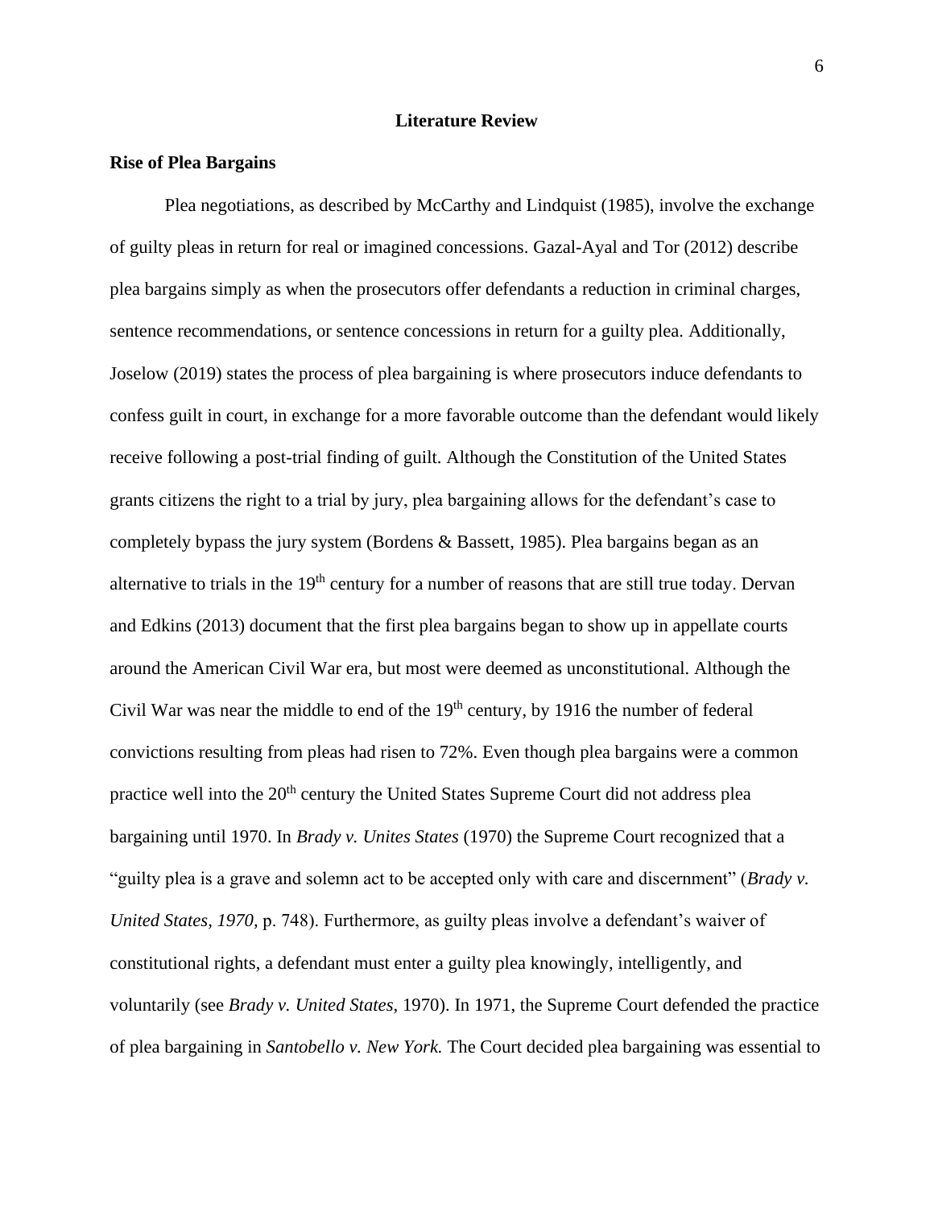# Literature Review

## Rise of Plea Bargains

Plea negotiations, as described by McCarthy and Lindquist (1985), involve the exchange of guilty pleas in return for real or imagined concessions. Gazal-Ayal and Tor (2012) describe plea bargains simply as when the prosecutors offer defendants a reduction in criminal charges, sentence recommendations, or sentence concessions in return for a guilty plea. Additionally, Joselow (2019) states the process of plea bargaining is where prosecutors induce defendants to confess guilt in court, in exchange for a more favorable outcome than the defendant would likely receive following a post-trial finding of guilt. Although the Constitution of the United States grants citizens the right to a trial by jury, plea bargaining allows for the defendant's case to completely bypass the jury system (Bordens & Bassett, 1985). Plea bargains began as an alternative to trials in the 19th century for a number of reasons that are still true today. Dervan and Edkins (2013) document that the first plea bargains began to show up in appellate courts around the American Civil War era, but most were deemed as unconstitutional. Although the Civil War was near the middle to end of the 19th century, by 1916 the number of federal convictions resulting from pleas had risen to 72%. Even though plea bargains were a common practice well into the 20th century the United States Supreme Court did not address plea bargaining until 1970. In *Brady v. Unites States* (1970) the Supreme Court recognized that a "guilty plea is a grave and solemn act to be accepted only with care and discernment" (*Brady v. United States, 1970*, p. 748). Furthermore, as guilty pleas involve a defendant's waiver of constitutional rights, a defendant must enter a guilty plea knowingly, intelligently, and voluntarily (see *Brady v. United States*, 1970). In 1971, the Supreme Court defended the practice of plea bargaining in *Santobello v. New York.* The Court decided plea bargaining was essential to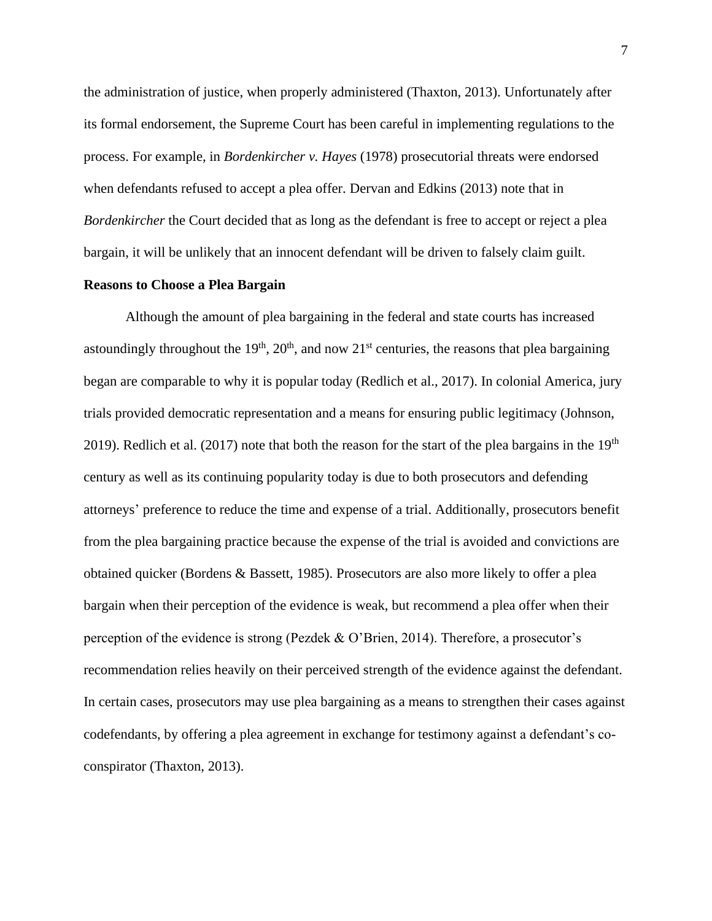the administration of justice, when properly administered (Thaxton, 2013). Unfortunately after its formal endorsement, the Supreme Court has been careful in implementing regulations to the process. For example, in *Bordenkircher v. Hayes* (1978) prosecutorial threats were endorsed when defendants refused to accept a plea offer. Dervan and Edkins (2013) note that in *Bordenkircher* the Court decided that as long as the defendant is free to accept or reject a plea bargain, it will be unlikely that an innocent defendant will be driven to falsely claim guilt.

**Reasons to Choose a Plea Bargain**

Although the amount of plea bargaining in the federal and state courts has increased astoundingly throughout the 19th, 20th, and now 21st centuries, the reasons that plea bargaining began are comparable to why it is popular today (Redlich et al., 2017). In colonial America, jury trials provided democratic representation and a means for ensuring public legitimacy (Johnson, 2019). Redlich et al. (2017) note that both the reason for the start of the plea bargains in the 19th century as well as its continuing popularity today is due to both prosecutors and defending attorneys' preference to reduce the time and expense of a trial. Additionally, prosecutors benefit from the plea bargaining practice because the expense of the trial is avoided and convictions are obtained quicker (Bordens & Bassett, 1985). Prosecutors are also more likely to offer a plea bargain when their perception of the evidence is weak, but recommend a plea offer when their perception of the evidence is strong (Pezdek & O'Brien, 2014). Therefore, a prosecutor's recommendation relies heavily on their perceived strength of the evidence against the defendant. In certain cases, prosecutors may use plea bargaining as a means to strengthen their cases against codefendants, by offering a plea agreement in exchange for testimony against a defendant's co-conspirator (Thaxton, 2013).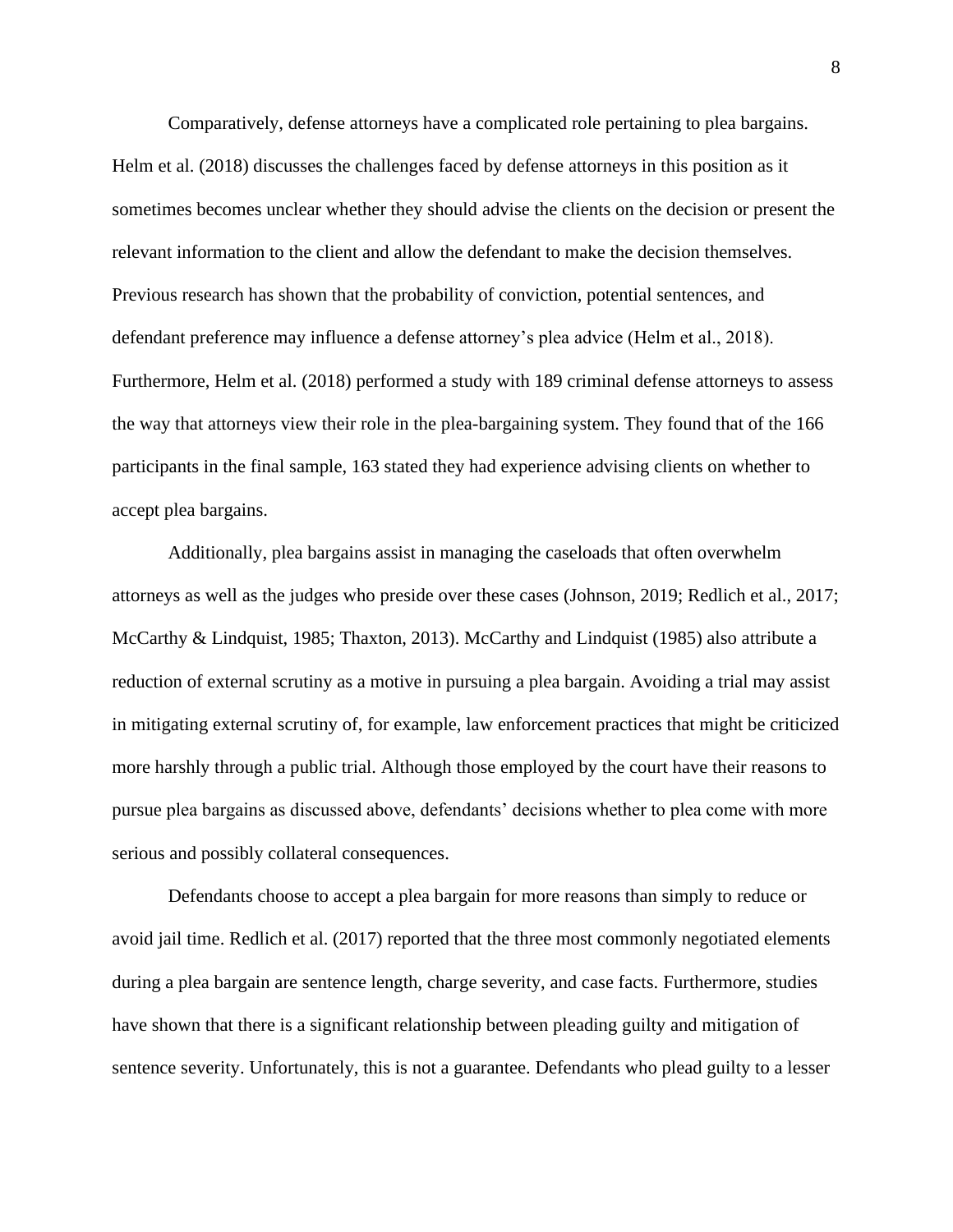Comparatively, defense attorneys have a complicated role pertaining to plea bargains. Helm et al. (2018) discusses the challenges faced by defense attorneys in this position as it sometimes becomes unclear whether they should advise the clients on the decision or present the relevant information to the client and allow the defendant to make the decision themselves. Previous research has shown that the probability of conviction, potential sentences, and defendant preference may influence a defense attorney's plea advice (Helm et al., 2018). Furthermore, Helm et al. (2018) performed a study with 189 criminal defense attorneys to assess the way that attorneys view their role in the plea-bargaining system. They found that of the 166 participants in the final sample, 163 stated they had experience advising clients on whether to accept plea bargains.

Additionally, plea bargains assist in managing the caseloads that often overwhelm attorneys as well as the judges who preside over these cases (Johnson, 2019; Redlich et al., 2017; McCarthy & Lindquist, 1985; Thaxton, 2013). McCarthy and Lindquist (1985) also attribute a reduction of external scrutiny as a motive in pursuing a plea bargain. Avoiding a trial may assist in mitigating external scrutiny of, for example, law enforcement practices that might be criticized more harshly through a public trial. Although those employed by the court have their reasons to pursue plea bargains as discussed above, defendants' decisions whether to plea come with more serious and possibly collateral consequences.

Defendants choose to accept a plea bargain for more reasons than simply to reduce or avoid jail time. Redlich et al. (2017) reported that the three most commonly negotiated elements during a plea bargain are sentence length, charge severity, and case facts. Furthermore, studies have shown that there is a significant relationship between pleading guilty and mitigation of sentence severity. Unfortunately, this is not a guarantee. Defendants who plead guilty to a lesser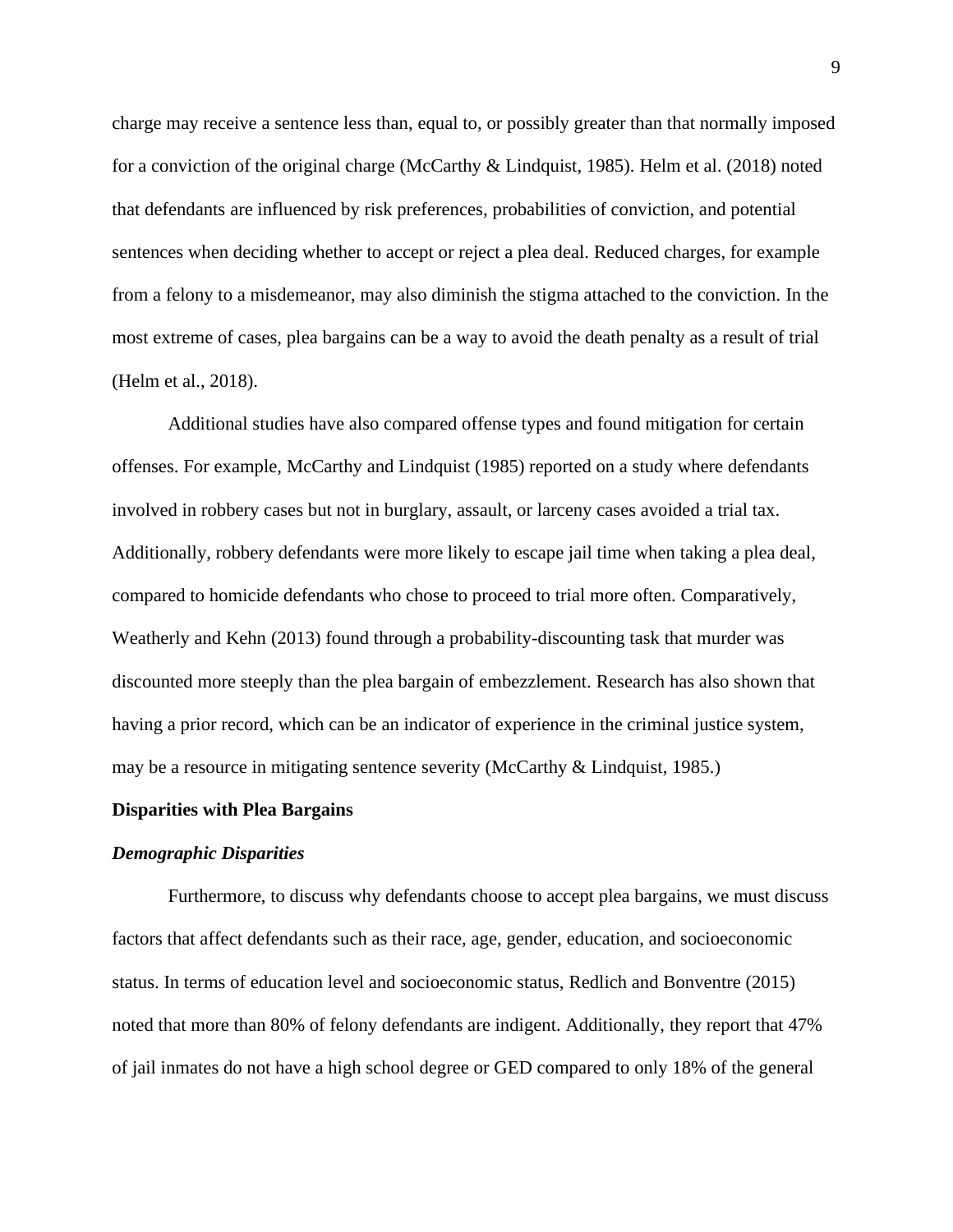charge may receive a sentence less than, equal to, or possibly greater than that normally imposed for a conviction of the original charge (McCarthy & Lindquist, 1985). Helm et al. (2018) noted that defendants are influenced by risk preferences, probabilities of conviction, and potential sentences when deciding whether to accept or reject a plea deal. Reduced charges, for example from a felony to a misdemeanor, may also diminish the stigma attached to the conviction. In the most extreme of cases, plea bargains can be a way to avoid the death penalty as a result of trial (Helm et al., 2018).

Additional studies have also compared offense types and found mitigation for certain offenses. For example, McCarthy and Lindquist (1985) reported on a study where defendants involved in robbery cases but not in burglary, assault, or larceny cases avoided a trial tax. Additionally, robbery defendants were more likely to escape jail time when taking a plea deal, compared to homicide defendants who chose to proceed to trial more often. Comparatively, Weatherly and Kehn (2013) found through a probability-discounting task that murder was discounted more steeply than the plea bargain of embezzlement. Research has also shown that having a prior record, which can be an indicator of experience in the criminal justice system, may be a resource in mitigating sentence severity (McCarthy & Lindquist, 1985.)

## Disparities with Plea Bargains

### *Demographic Disparities*

Furthermore, to discuss why defendants choose to accept plea bargains, we must discuss factors that affect defendants such as their race, age, gender, education, and socioeconomic status. In terms of education level and socioeconomic status, Redlich and Bonventre (2015) noted that more than 80% of felony defendants are indigent. Additionally, they report that 47% of jail inmates do not have a high school degree or GED compared to only 18% of the general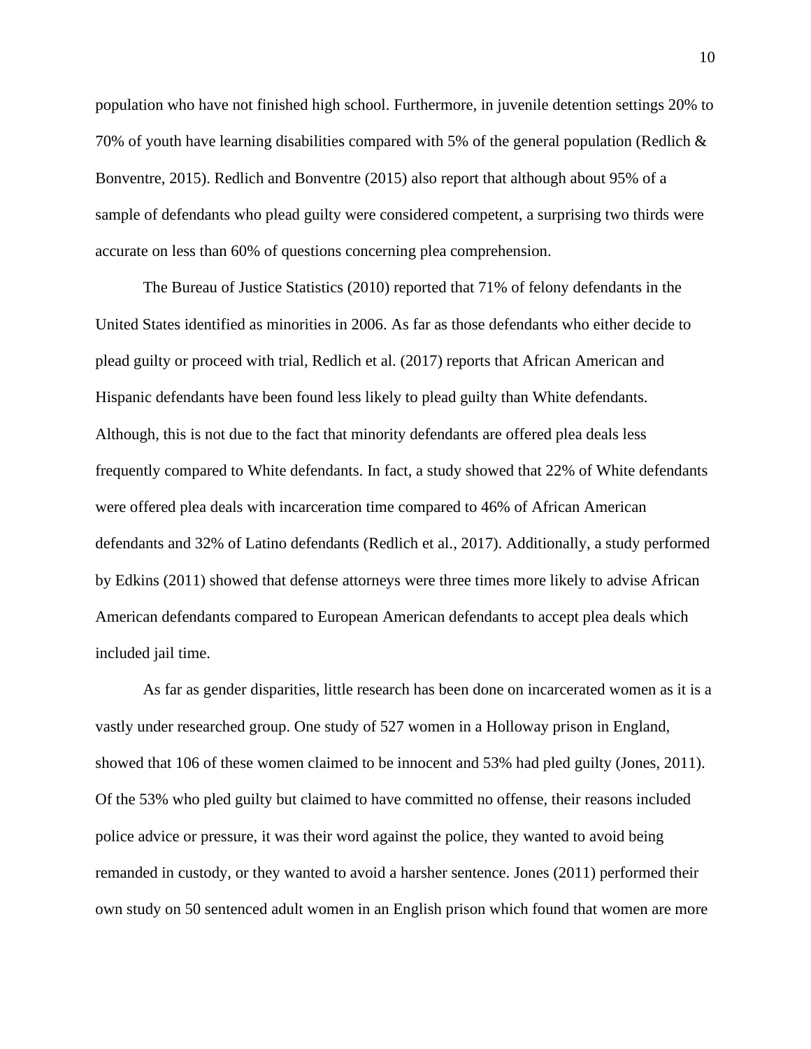population who have not finished high school. Furthermore, in juvenile detention settings 20% to 70% of youth have learning disabilities compared with 5% of the general population (Redlich & Bonventre, 2015). Redlich and Bonventre (2015) also report that although about 95% of a sample of defendants who plead guilty were considered competent, a surprising two thirds were accurate on less than 60% of questions concerning plea comprehension.

The Bureau of Justice Statistics (2010) reported that 71% of felony defendants in the United States identified as minorities in 2006. As far as those defendants who either decide to plead guilty or proceed with trial, Redlich et al. (2017) reports that African American and Hispanic defendants have been found less likely to plead guilty than White defendants. Although, this is not due to the fact that minority defendants are offered plea deals less frequently compared to White defendants. In fact, a study showed that 22% of White defendants were offered plea deals with incarceration time compared to 46% of African American defendants and 32% of Latino defendants (Redlich et al., 2017). Additionally, a study performed by Edkins (2011) showed that defense attorneys were three times more likely to advise African American defendants compared to European American defendants to accept plea deals which included jail time.

As far as gender disparities, little research has been done on incarcerated women as it is a vastly under researched group. One study of 527 women in a Holloway prison in England, showed that 106 of these women claimed to be innocent and 53% had pled guilty (Jones, 2011). Of the 53% who pled guilty but claimed to have committed no offense, their reasons included police advice or pressure, it was their word against the police, they wanted to avoid being remanded in custody, or they wanted to avoid a harsher sentence. Jones (2011) performed their own study on 50 sentenced adult women in an English prison which found that women are more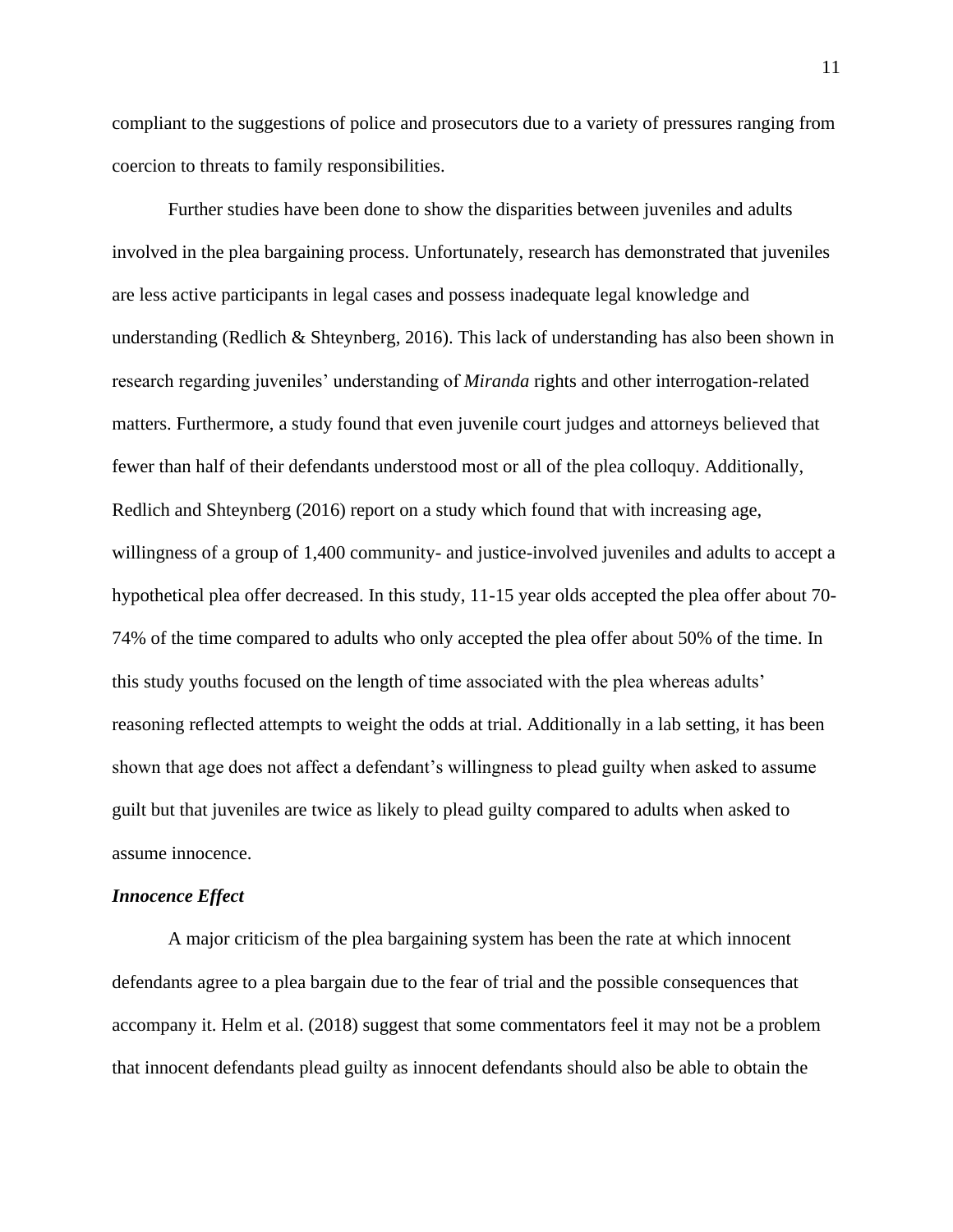compliant to the suggestions of police and prosecutors due to a variety of pressures ranging from coercion to threats to family responsibilities.

Further studies have been done to show the disparities between juveniles and adults involved in the plea bargaining process. Unfortunately, research has demonstrated that juveniles are less active participants in legal cases and possess inadequate legal knowledge and understanding (Redlich & Shteynberg, 2016). This lack of understanding has also been shown in research regarding juveniles' understanding of *Miranda* rights and other interrogation-related matters. Furthermore, a study found that even juvenile court judges and attorneys believed that fewer than half of their defendants understood most or all of the plea colloquy. Additionally, Redlich and Shteynberg (2016) report on a study which found that with increasing age, willingness of a group of 1,400 community- and justice-involved juveniles and adults to accept a hypothetical plea offer decreased. In this study, 11-15 year olds accepted the plea offer about 70-74% of the time compared to adults who only accepted the plea offer about 50% of the time. In this study youths focused on the length of time associated with the plea whereas adults' reasoning reflected attempts to weight the odds at trial. Additionally in a lab setting, it has been shown that age does not affect a defendant's willingness to plead guilty when asked to assume guilt but that juveniles are twice as likely to plead guilty compared to adults when asked to assume innocence.

### *Innocence Effect*

A major criticism of the plea bargaining system has been the rate at which innocent defendants agree to a plea bargain due to the fear of trial and the possible consequences that accompany it. Helm et al. (2018) suggest that some commentators feel it may not be a problem that innocent defendants plead guilty as innocent defendants should also be able to obtain the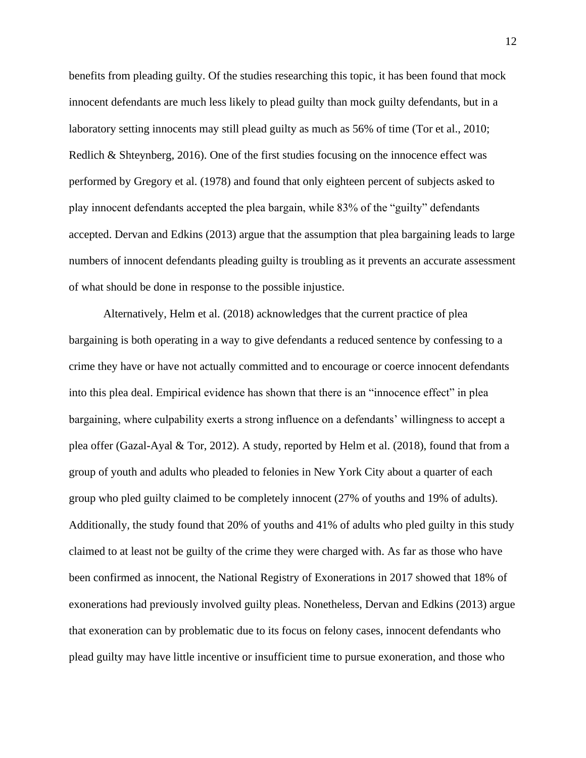benefits from pleading guilty. Of the studies researching this topic, it has been found that mock innocent defendants are much less likely to plead guilty than mock guilty defendants, but in a laboratory setting innocents may still plead guilty as much as 56% of time (Tor et al., 2010; Redlich & Shteynberg, 2016). One of the first studies focusing on the innocence effect was performed by Gregory et al. (1978) and found that only eighteen percent of subjects asked to play innocent defendants accepted the plea bargain, while 83% of the "guilty" defendants accepted. Dervan and Edkins (2013) argue that the assumption that plea bargaining leads to large numbers of innocent defendants pleading guilty is troubling as it prevents an accurate assessment of what should be done in response to the possible injustice.

Alternatively, Helm et al. (2018) acknowledges that the current practice of plea bargaining is both operating in a way to give defendants a reduced sentence by confessing to a crime they have or have not actually committed and to encourage or coerce innocent defendants into this plea deal. Empirical evidence has shown that there is an "innocence effect" in plea bargaining, where culpability exerts a strong influence on a defendants' willingness to accept a plea offer (Gazal-Ayal & Tor, 2012). A study, reported by Helm et al. (2018), found that from a group of youth and adults who pleaded to felonies in New York City about a quarter of each group who pled guilty claimed to be completely innocent (27% of youths and 19% of adults). Additionally, the study found that 20% of youths and 41% of adults who pled guilty in this study claimed to at least not be guilty of the crime they were charged with. As far as those who have been confirmed as innocent, the National Registry of Exonerations in 2017 showed that 18% of exonerations had previously involved guilty pleas. Nonetheless, Dervan and Edkins (2013) argue that exoneration can by problematic due to its focus on felony cases, innocent defendants who plead guilty may have little incentive or insufficient time to pursue exoneration, and those who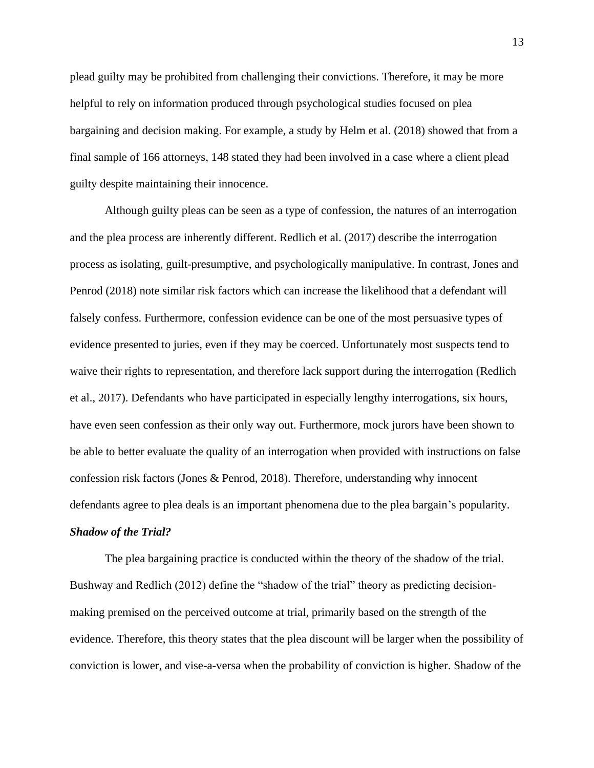plead guilty may be prohibited from challenging their convictions. Therefore, it may be more helpful to rely on information produced through psychological studies focused on plea bargaining and decision making. For example, a study by Helm et al. (2018) showed that from a final sample of 166 attorneys, 148 stated they had been involved in a case where a client plead guilty despite maintaining their innocence.

Although guilty pleas can be seen as a type of confession, the natures of an interrogation and the plea process are inherently different. Redlich et al. (2017) describe the interrogation process as isolating, guilt-presumptive, and psychologically manipulative. In contrast, Jones and Penrod (2018) note similar risk factors which can increase the likelihood that a defendant will falsely confess. Furthermore, confession evidence can be one of the most persuasive types of evidence presented to juries, even if they may be coerced. Unfortunately most suspects tend to waive their rights to representation, and therefore lack support during the interrogation (Redlich et al., 2017). Defendants who have participated in especially lengthy interrogations, six hours, have even seen confession as their only way out. Furthermore, mock jurors have been shown to be able to better evaluate the quality of an interrogation when provided with instructions on false confession risk factors (Jones & Penrod, 2018). Therefore, understanding why innocent defendants agree to plea deals is an important phenomena due to the plea bargain's popularity.

### ***Shadow of the Trial?***

The plea bargaining practice is conducted within the theory of the shadow of the trial. Bushway and Redlich (2012) define the "shadow of the trial" theory as predicting decision-making premised on the perceived outcome at trial, primarily based on the strength of the evidence. Therefore, this theory states that the plea discount will be larger when the possibility of conviction is lower, and vise-a-versa when the probability of conviction is higher. Shadow of the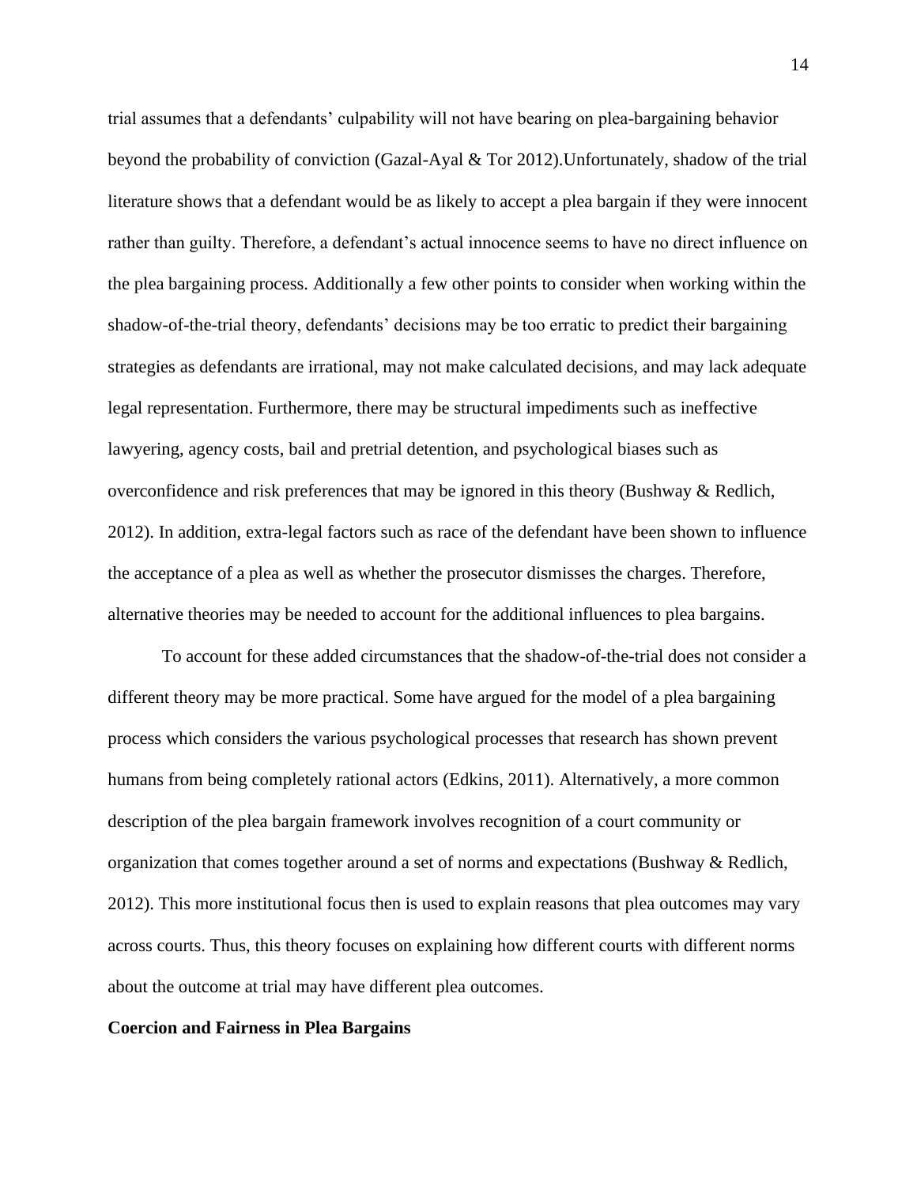trial assumes that a defendants' culpability will not have bearing on plea-bargaining behavior beyond the probability of conviction (Gazal-Ayal & Tor 2012).Unfortunately, shadow of the trial literature shows that a defendant would be as likely to accept a plea bargain if they were innocent rather than guilty. Therefore, a defendant's actual innocence seems to have no direct influence on the plea bargaining process. Additionally a few other points to consider when working within the shadow-of-the-trial theory, defendants' decisions may be too erratic to predict their bargaining strategies as defendants are irrational, may not make calculated decisions, and may lack adequate legal representation. Furthermore, there may be structural impediments such as ineffective lawyering, agency costs, bail and pretrial detention, and psychological biases such as overconfidence and risk preferences that may be ignored in this theory (Bushway & Redlich, 2012). In addition, extra-legal factors such as race of the defendant have been shown to influence the acceptance of a plea as well as whether the prosecutor dismisses the charges. Therefore, alternative theories may be needed to account for the additional influences to plea bargains.

To account for these added circumstances that the shadow-of-the-trial does not consider a different theory may be more practical. Some have argued for the model of a plea bargaining process which considers the various psychological processes that research has shown prevent humans from being completely rational actors (Edkins, 2011). Alternatively, a more common description of the plea bargain framework involves recognition of a court community or organization that comes together around a set of norms and expectations (Bushway & Redlich, 2012). This more institutional focus then is used to explain reasons that plea outcomes may vary across courts. Thus, this theory focuses on explaining how different courts with different norms about the outcome at trial may have different plea outcomes.

**Coercion and Fairness in Plea Bargains**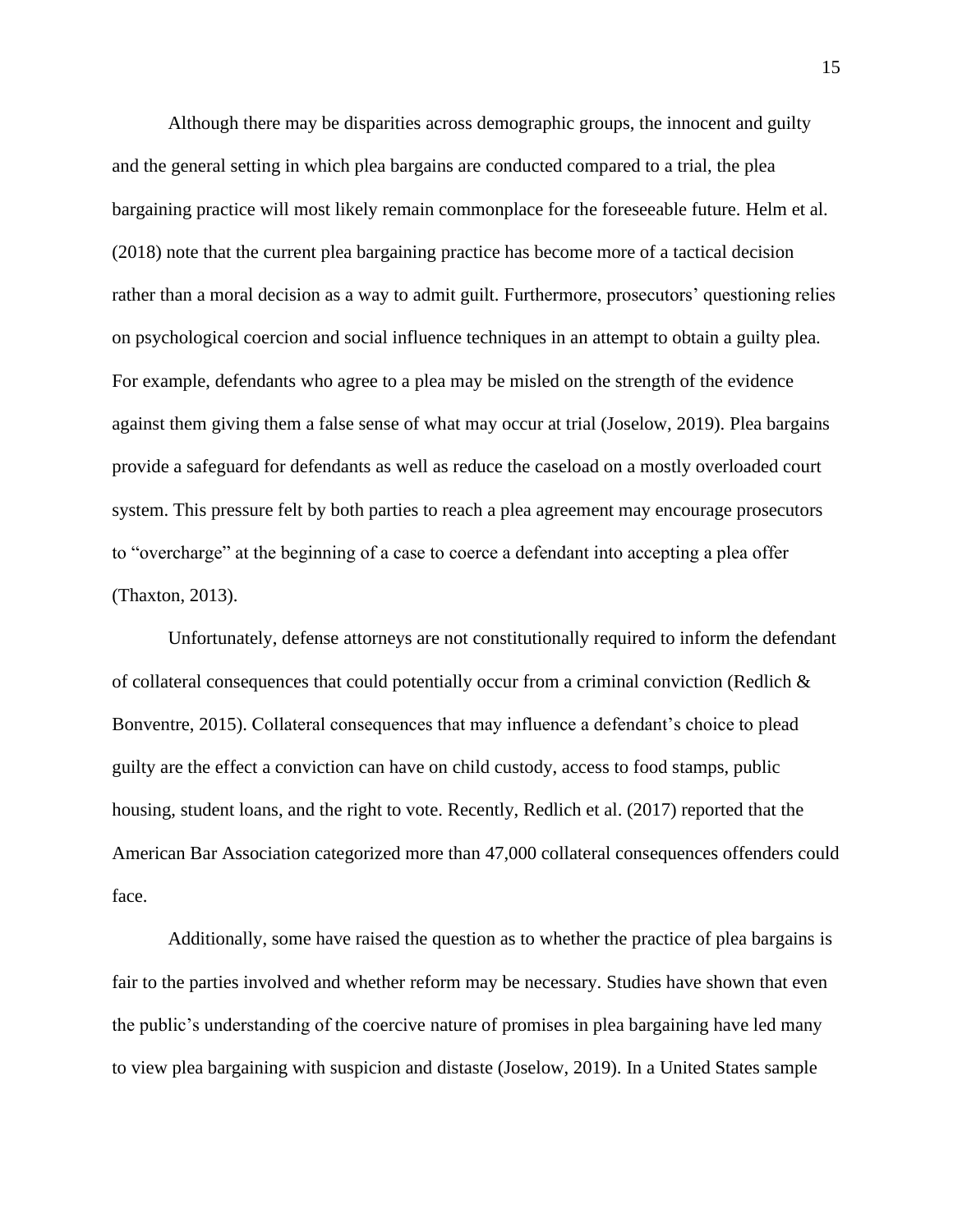Although there may be disparities across demographic groups, the innocent and guilty and the general setting in which plea bargains are conducted compared to a trial, the plea bargaining practice will most likely remain commonplace for the foreseeable future. Helm et al. (2018) note that the current plea bargaining practice has become more of a tactical decision rather than a moral decision as a way to admit guilt. Furthermore, prosecutors' questioning relies on psychological coercion and social influence techniques in an attempt to obtain a guilty plea. For example, defendants who agree to a plea may be misled on the strength of the evidence against them giving them a false sense of what may occur at trial (Joselow, 2019). Plea bargains provide a safeguard for defendants as well as reduce the caseload on a mostly overloaded court system. This pressure felt by both parties to reach a plea agreement may encourage prosecutors to "overcharge" at the beginning of a case to coerce a defendant into accepting a plea offer (Thaxton, 2013).

Unfortunately, defense attorneys are not constitutionally required to inform the defendant of collateral consequences that could potentially occur from a criminal conviction (Redlich & Bonventre, 2015). Collateral consequences that may influence a defendant's choice to plead guilty are the effect a conviction can have on child custody, access to food stamps, public housing, student loans, and the right to vote. Recently, Redlich et al. (2017) reported that the American Bar Association categorized more than 47,000 collateral consequences offenders could face.

Additionally, some have raised the question as to whether the practice of plea bargains is fair to the parties involved and whether reform may be necessary. Studies have shown that even the public's understanding of the coercive nature of promises in plea bargaining have led many to view plea bargaining with suspicion and distaste (Joselow, 2019). In a United States sample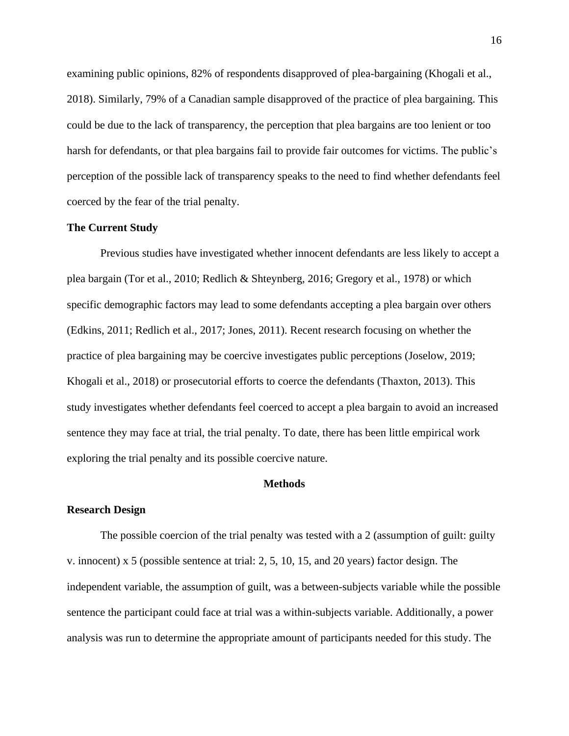examining public opinions, 82% of respondents disapproved of plea-bargaining (Khogali et al., 2018). Similarly, 79% of a Canadian sample disapproved of the practice of plea bargaining. This could be due to the lack of transparency, the perception that plea bargains are too lenient or too harsh for defendants, or that plea bargains fail to provide fair outcomes for victims. The public's perception of the possible lack of transparency speaks to the need to find whether defendants feel coerced by the fear of the trial penalty.

## The Current Study

Previous studies have investigated whether innocent defendants are less likely to accept a plea bargain (Tor et al., 2010; Redlich & Shteynberg, 2016; Gregory et al., 1978) or which specific demographic factors may lead to some defendants accepting a plea bargain over others (Edkins, 2011; Redlich et al., 2017; Jones, 2011). Recent research focusing on whether the practice of plea bargaining may be coercive investigates public perceptions (Joselow, 2019; Khogali et al., 2018) or prosecutorial efforts to coerce the defendants (Thaxton, 2013). This study investigates whether defendants feel coerced to accept a plea bargain to avoid an increased sentence they may face at trial, the trial penalty. To date, there has been little empirical work exploring the trial penalty and its possible coercive nature.

# Methods

## Research Design

The possible coercion of the trial penalty was tested with a 2 (assumption of guilt: guilty v. innocent) x 5 (possible sentence at trial: 2, 5, 10, 15, and 20 years) factor design. The independent variable, the assumption of guilt, was a between-subjects variable while the possible sentence the participant could face at trial was a within-subjects variable. Additionally, a power analysis was run to determine the appropriate amount of participants needed for this study. The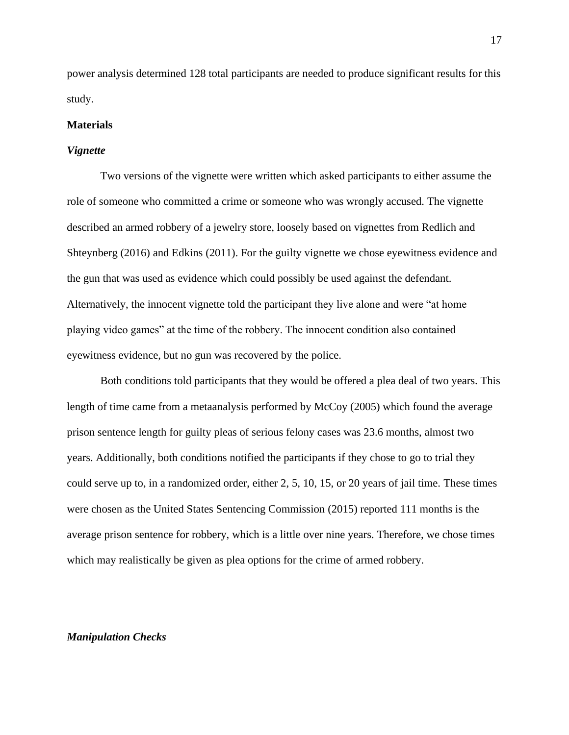power analysis determined 128 total participants are needed to produce significant results for this study.

## Materials

### *Vignette*

Two versions of the vignette were written which asked participants to either assume the role of someone who committed a crime or someone who was wrongly accused. The vignette described an armed robbery of a jewelry store, loosely based on vignettes from Redlich and Shteynberg (2016) and Edkins (2011). For the guilty vignette we chose eyewitness evidence and the gun that was used as evidence which could possibly be used against the defendant. Alternatively, the innocent vignette told the participant they live alone and were "at home playing video games" at the time of the robbery. The innocent condition also contained eyewitness evidence, but no gun was recovered by the police.

Both conditions told participants that they would be offered a plea deal of two years. This length of time came from a metaanalysis performed by McCoy (2005) which found the average prison sentence length for guilty pleas of serious felony cases was 23.6 months, almost two years. Additionally, both conditions notified the participants if they chose to go to trial they could serve up to, in a randomized order, either 2, 5, 10, 15, or 20 years of jail time. These times were chosen as the United States Sentencing Commission (2015) reported 111 months is the average prison sentence for robbery, which is a little over nine years. Therefore, we chose times which may realistically be given as plea options for the crime of armed robbery.

### *Manipulation Checks*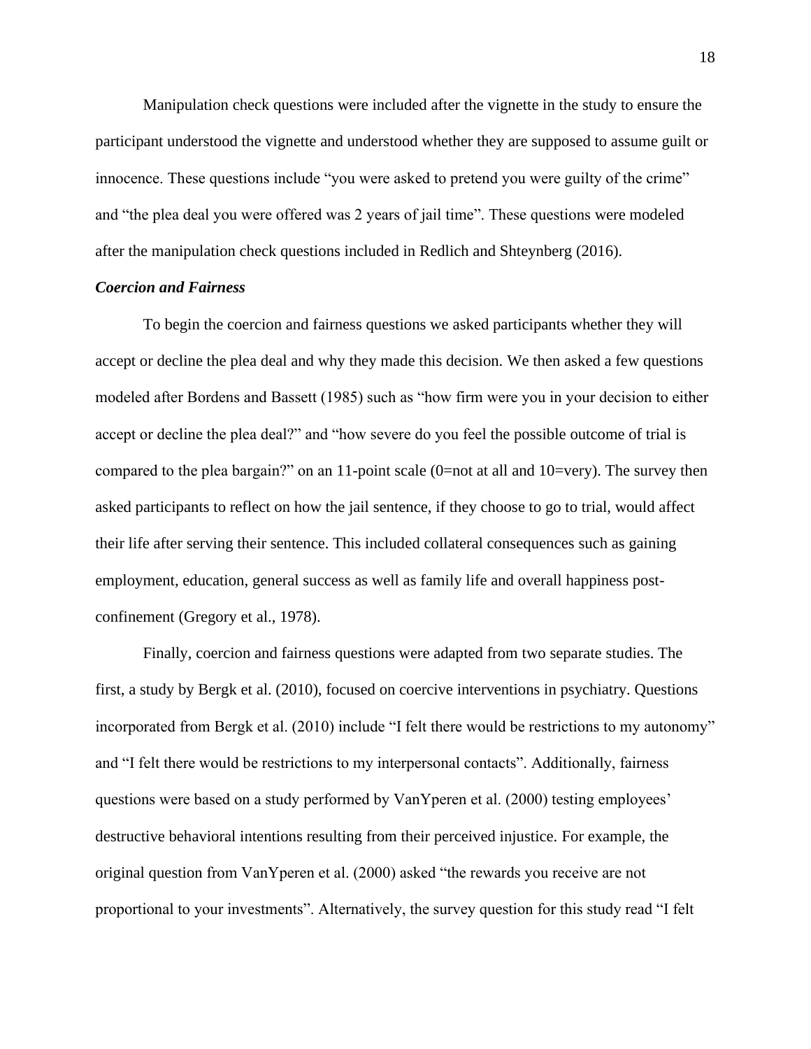Manipulation check questions were included after the vignette in the study to ensure the participant understood the vignette and understood whether they are supposed to assume guilt or innocence. These questions include "you were asked to pretend you were guilty of the crime" and "the plea deal you were offered was 2 years of jail time". These questions were modeled after the manipulation check questions included in Redlich and Shteynberg (2016).

### *Coercion and Fairness*

To begin the coercion and fairness questions we asked participants whether they will accept or decline the plea deal and why they made this decision. We then asked a few questions modeled after Bordens and Bassett (1985) such as "how firm were you in your decision to either accept or decline the plea deal?" and "how severe do you feel the possible outcome of trial is compared to the plea bargain?" on an 11-point scale (0=not at all and 10=very). The survey then asked participants to reflect on how the jail sentence, if they choose to go to trial, would affect their life after serving their sentence. This included collateral consequences such as gaining employment, education, general success as well as family life and overall happiness post-confinement (Gregory et al., 1978).

Finally, coercion and fairness questions were adapted from two separate studies. The first, a study by Bergk et al. (2010), focused on coercive interventions in psychiatry. Questions incorporated from Bergk et al. (2010) include "I felt there would be restrictions to my autonomy" and "I felt there would be restrictions to my interpersonal contacts". Additionally, fairness questions were based on a study performed by VanYperen et al. (2000) testing employees' destructive behavioral intentions resulting from their perceived injustice. For example, the original question from VanYperen et al. (2000) asked "the rewards you receive are not proportional to your investments". Alternatively, the survey question for this study read "I felt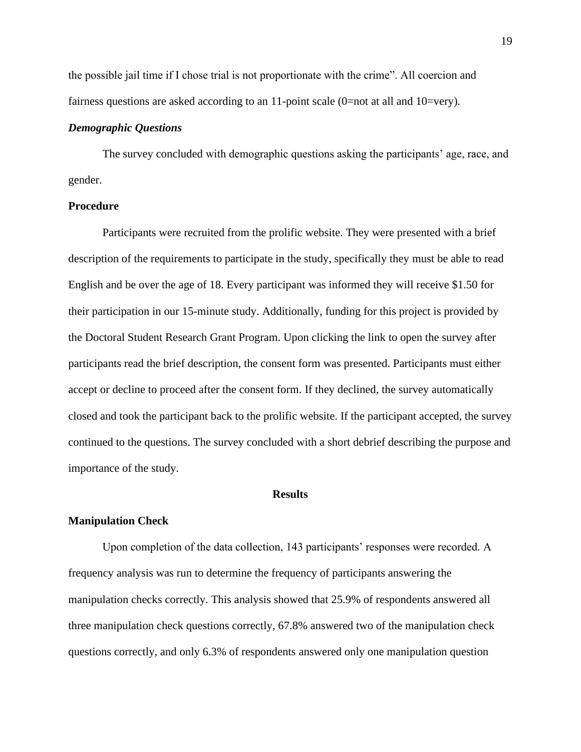the possible jail time if I chose trial is not proportionate with the crime". All coercion and fairness questions are asked according to an 11-point scale (0=not at all and 10=very).

### *Demographic Questions*

The survey concluded with demographic questions asking the participants' age, race, and gender.

## Procedure

Participants were recruited from the prolific website. They were presented with a brief description of the requirements to participate in the study, specifically they must be able to read English and be over the age of 18. Every participant was informed they will receive $1.50 for their participation in our 15-minute study. Additionally, funding for this project is provided by the Doctoral Student Research Grant Program. Upon clicking the link to open the survey after participants read the brief description, the consent form was presented. Participants must either accept or decline to proceed after the consent form. If they declined, the survey automatically closed and took the participant back to the prolific website. If the participant accepted, the survey continued to the questions. The survey concluded with a short debrief describing the purpose and importance of the study.

# Results

## Manipulation Check

Upon completion of the data collection, 143 participants' responses were recorded. A frequency analysis was run to determine the frequency of participants answering the manipulation checks correctly. This analysis showed that 25.9% of respondents answered all three manipulation check questions correctly, 67.8% answered two of the manipulation check questions correctly, and only 6.3% of respondents answered only one manipulation question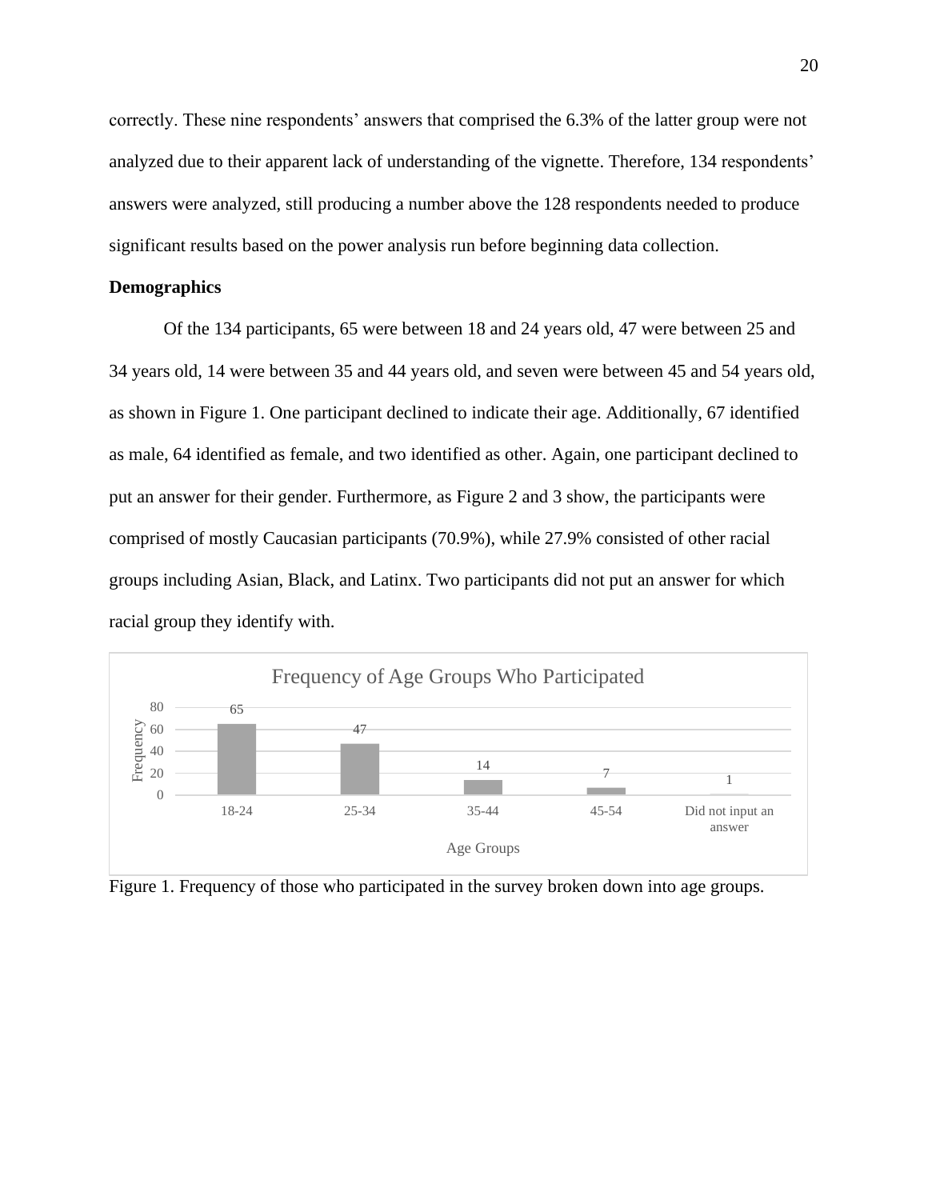correctly. These nine respondents' answers that comprised the 6.3% of the latter group were not analyzed due to their apparent lack of understanding of the vignette. Therefore, 134 respondents' answers were analyzed, still producing a number above the 128 respondents needed to produce significant results based on the power analysis run before beginning data collection.

**Demographics**

Of the 134 participants, 65 were between 18 and 24 years old, 47 were between 25 and 34 years old, 14 were between 35 and 44 years old, and seven were between 45 and 54 years old, as shown in Figure 1. One participant declined to indicate their age. Additionally, 67 identified as male, 64 identified as female, and two identified as other. Again, one participant declined to put an answer for their gender. Furthermore, as Figure 2 and 3 show, the participants were comprised of mostly Caucasian participants (70.9%), while 27.9% consisted of other racial groups including Asian, Black, and Latinx. Two participants did not put an answer for which racial group they identify with.

Frequency of Age Groups Who Participated

| Age Groups | Frequency |
|---|---|
| 18-24 | 65 |
| 25-34 | 47 |
| 35-44 | 14 |
| 45-54 | 7 |
| Did not input an answer | 1 |

Figure 1. Frequency of those who participated in the survey broken down into age groups.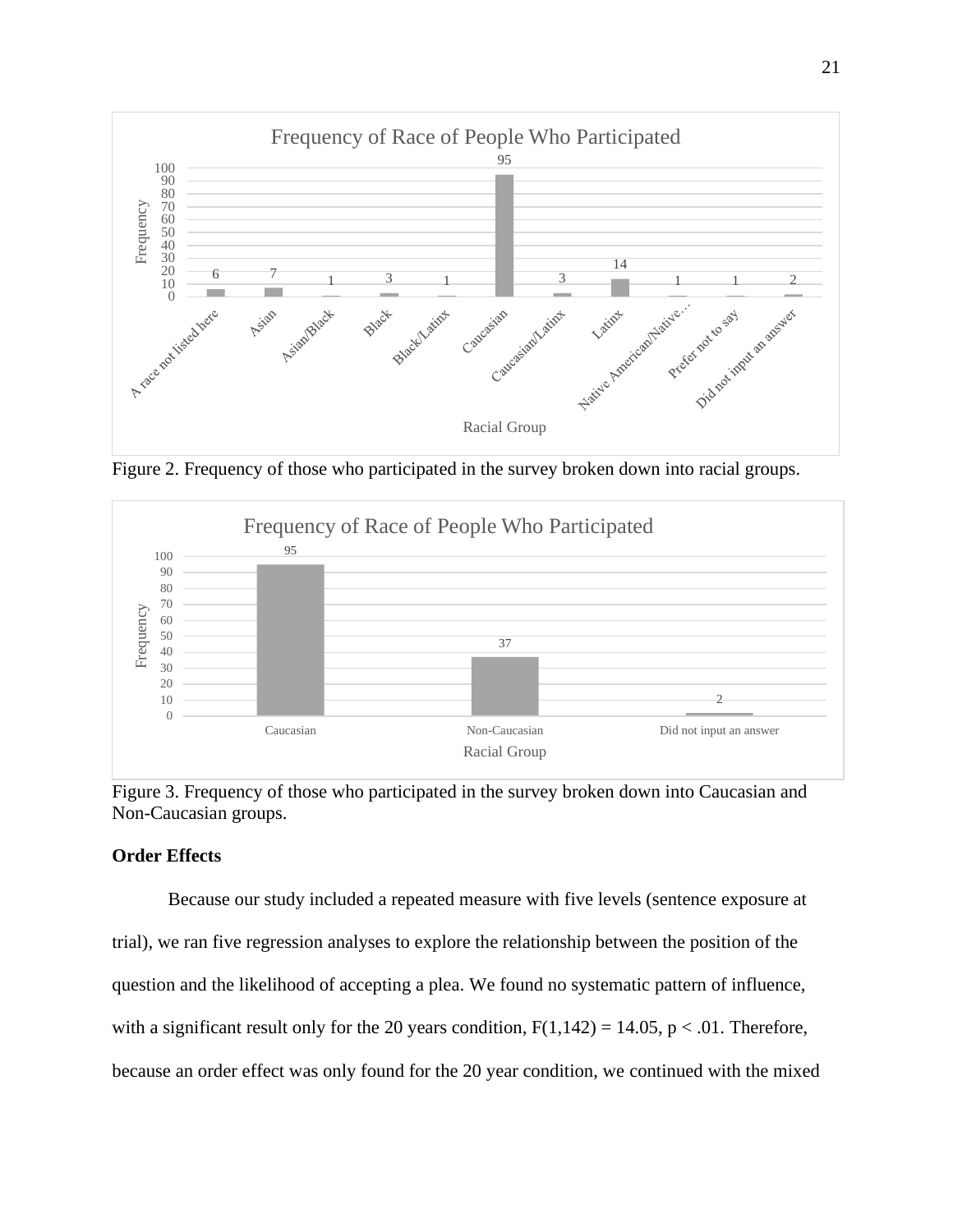Figure 2. Frequency of those who participated in the survey broken down into racial groups.

Figure 3. Frequency of those who participated in the survey broken down into Caucasian and Non-Caucasian groups.

**Order Effects**

Because our study included a repeated measure with five levels (sentence exposure at trial), we ran five regression analyses to explore the relationship between the position of the question and the likelihood of accepting a plea. We found no systematic pattern of influence, with a significant result only for the 20 years condition, $F(1,142) = 14.05$, $p < .01$. Therefore, because an order effect was only found for the 20 year condition, we continued with the mixed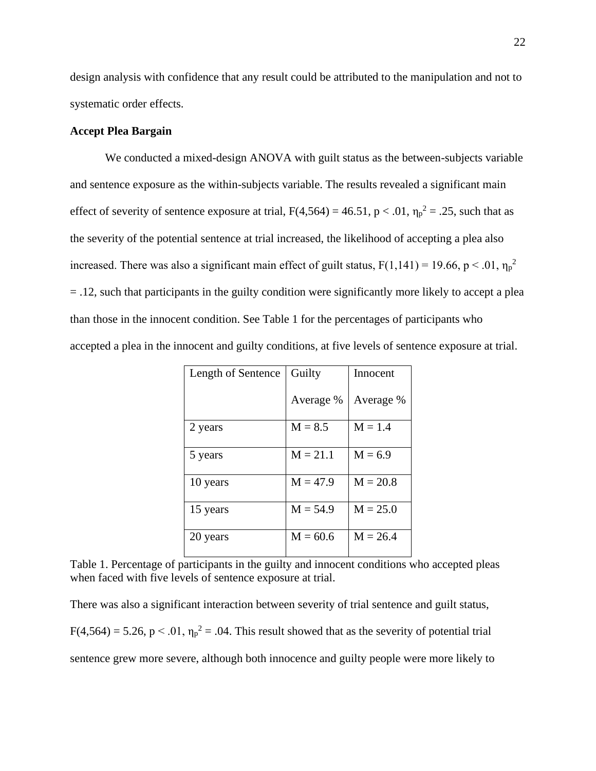design analysis with confidence that any result could be attributed to the manipulation and not to systematic order effects.

**Accept Plea Bargain**

We conducted a mixed-design ANOVA with guilt status as the between-subjects variable and sentence exposure as the within-subjects variable. The results revealed a significant main effect of severity of sentence exposure at trial, $F(4,564) = 46.51$, $p < .01$, $\eta_p^2 = .25$, such that as the severity of the potential sentence at trial increased, the likelihood of accepting a plea also increased. There was also a significant main effect of guilt status, $F(1,141) = 19.66$, $p < .01$, $\eta_p^2 = .12$, such that participants in the guilty condition were significantly more likely to accept a plea than those in the innocent condition. See Table 1 for the percentages of participants who accepted a plea in the innocent and guilty conditions, at five levels of sentence exposure at trial.

| Length of Sentence | Guilty Average % | Innocent Average % |
|---|---|---|
| 2 years | M = 8.5 | M = 1.4 |
| 5 years | M = 21.1 | M = 6.9 |
| 10 years | M = 47.9 | M = 20.8 |
| 15 years | M = 54.9 | M = 25.0 |
| 20 years | M = 60.6 | M = 26.4 |

Table 1. Percentage of participants in the guilty and innocent conditions who accepted pleas when faced with five levels of sentence exposure at trial.

There was also a significant interaction between severity of trial sentence and guilt status, $F(4,564) = 5.26$, $p < .01$, $\eta_p^2 = .04$. This result showed that as the severity of potential trial sentence grew more severe, although both innocence and guilty people were more likely to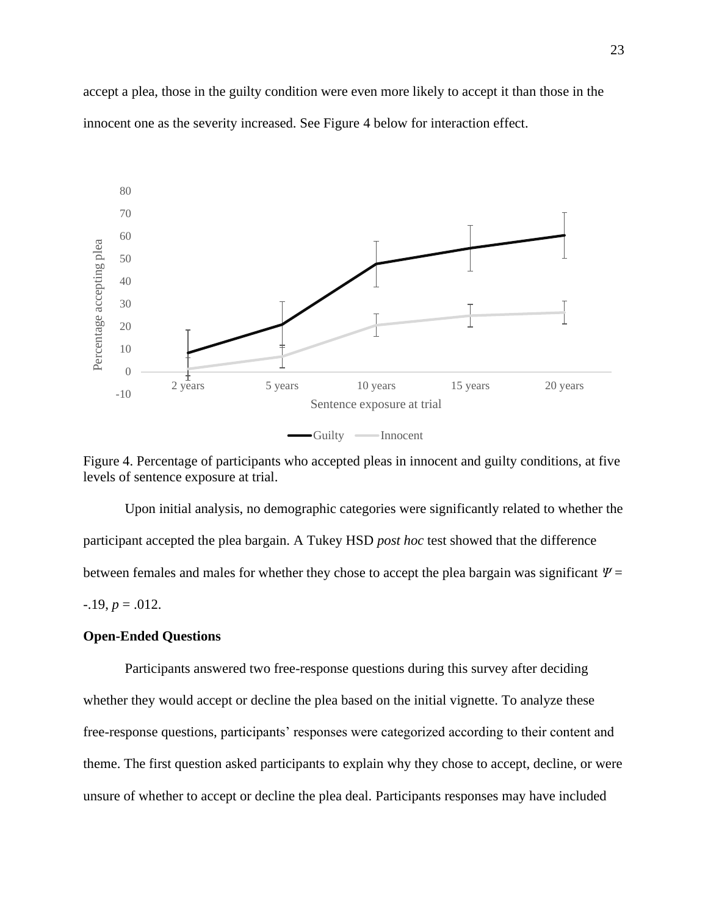accept a plea, those in the guilty condition were even more likely to accept it than those in the innocent one as the severity increased. See Figure 4 below for interaction effect.

Figure 4. Percentage of participants who accepted pleas in innocent and guilty conditions, at five levels of sentence exposure at trial.

Upon initial analysis, no demographic categories were significantly related to whether the participant accepted the plea bargain. A Tukey HSD *post hoc* test showed that the difference between females and males for whether they chose to accept the plea bargain was significant $\Psi$ = -.19, $p$ = .012.

**Open-Ended Questions**

Participants answered two free-response questions during this survey after deciding whether they would accept or decline the plea based on the initial vignette. To analyze these free-response questions, participants' responses were categorized according to their content and theme. The first question asked participants to explain why they chose to accept, decline, or were unsure of whether to accept or decline the plea deal. Participants responses may have included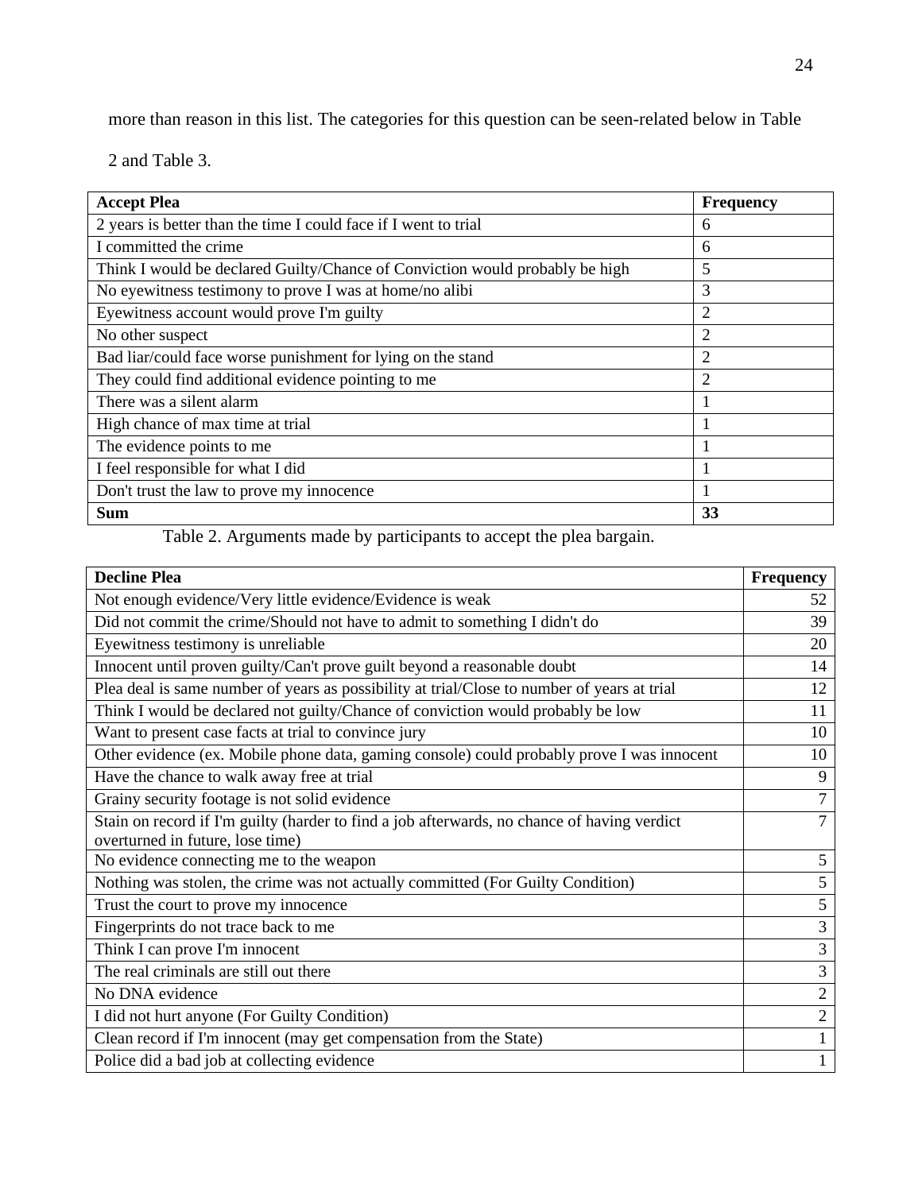more than reason in this list. The categories for this question can be seen-related below in Table 2 and Table 3.

| **Accept Plea** | **Frequency** |
|---|---|
| 2 years is better than the time I could face if I went to trial | 6 |
| I committed the crime | 6 |
| Think I would be declared Guilty/Chance of Conviction would probably be high | 5 |
| No eyewitness testimony to prove I was at home/no alibi | 3 |
| Eyewitness account would prove I'm guilty | 2 |
| No other suspect | 2 |
| Bad liar/could face worse punishment for lying on the stand | 2 |
| They could find additional evidence pointing to me | 2 |
| There was a silent alarm | 1 |
| High chance of max time at trial | 1 |
| The evidence points to me | 1 |
| I feel responsible for what I did | 1 |
| Don't trust the law to prove my innocence | 1 |
| **Sum** | **33** |

Table 2. Arguments made by participants to accept the plea bargain.

| **Decline Plea** | **Frequency** |
|---|---|
| Not enough evidence/Very little evidence/Evidence is weak | 52 |
| Did not commit the crime/Should not have to admit to something I didn't do | 39 |
| Eyewitness testimony is unreliable | 20 |
| Innocent until proven guilty/Can't prove guilt beyond a reasonable doubt | 14 |
| Plea deal is same number of years as possibility at trial/Close to number of years at trial | 12 |
| Think I would be declared not guilty/Chance of conviction would probably be low | 11 |
| Want to present case facts at trial to convince jury | 10 |
| Other evidence (ex. Mobile phone data, gaming console) could probably prove I was innocent | 10 |
| Have the chance to walk away free at trial | 9 |
| Grainy security footage is not solid evidence | 7 |
| Stain on record if I'm guilty (harder to find a job afterwards, no chance of having verdict overturned in future, lose time) | 7 |
| No evidence connecting me to the weapon | 5 |
| Nothing was stolen, the crime was not actually committed (For Guilty Condition) | 5 |
| Trust the court to prove my innocence | 5 |
| Fingerprints do not trace back to me | 3 |
| Think I can prove I'm innocent | 3 |
| The real criminals are still out there | 3 |
| No DNA evidence | 2 |
| I did not hurt anyone (For Guilty Condition) | 2 |
| Clean record if I'm innocent (may get compensation from the State) | 1 |
| Police did a bad job at collecting evidence | 1 |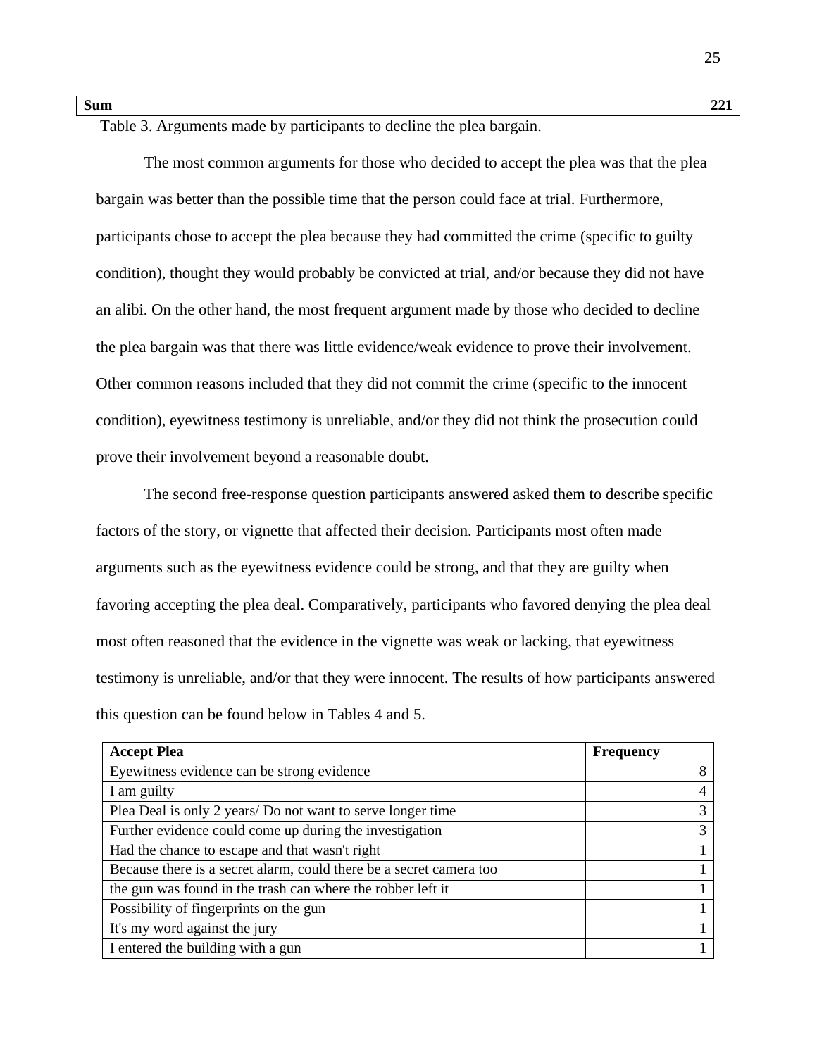| Sum | 221 |
|---|---|

Table 3. Arguments made by participants to decline the plea bargain.

The most common arguments for those who decided to accept the plea was that the plea bargain was better than the possible time that the person could face at trial. Furthermore, participants chose to accept the plea because they had committed the crime (specific to guilty condition), thought they would probably be convicted at trial, and/or because they did not have an alibi. On the other hand, the most frequent argument made by those who decided to decline the plea bargain was that there was little evidence/weak evidence to prove their involvement. Other common reasons included that they did not commit the crime (specific to the innocent condition), eyewitness testimony is unreliable, and/or they did not think the prosecution could prove their involvement beyond a reasonable doubt.

The second free-response question participants answered asked them to describe specific factors of the story, or vignette that affected their decision. Participants most often made arguments such as the eyewitness evidence could be strong, and that they are guilty when favoring accepting the plea deal. Comparatively, participants who favored denying the plea deal most often reasoned that the evidence in the vignette was weak or lacking, that eyewitness testimony is unreliable, and/or that they were innocent. The results of how participants answered this question can be found below in Tables 4 and 5.

| Accept Plea | Frequency |
|---|---|
| Eyewitness evidence can be strong evidence | 8 |
| I am guilty | 4 |
| Plea Deal is only 2 years/ Do not want to serve longer time | 3 |
| Further evidence could come up during the investigation | 3 |
| Had the chance to escape and that wasn't right | 1 |
| Because there is a secret alarm, could there be a secret camera too | 1 |
| the gun was found in the trash can where the robber left it | 1 |
| Possibility of fingerprints on the gun | 1 |
| It's my word against the jury | 1 |
| I entered the building with a gun | 1 |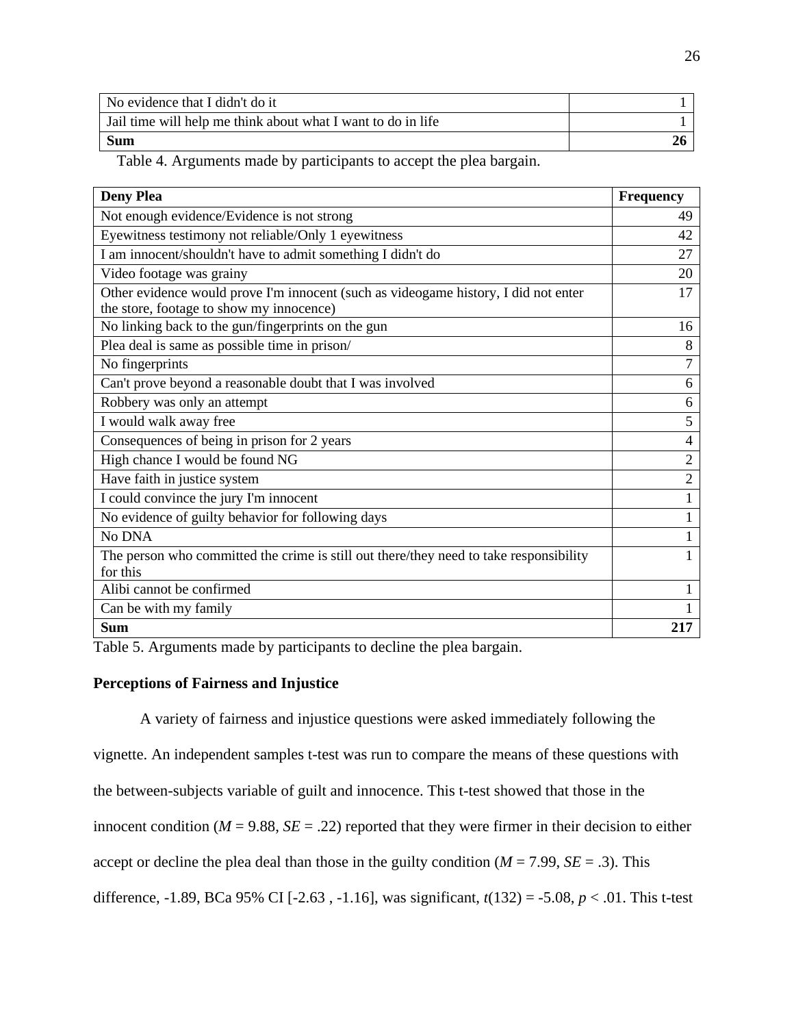| | |
|---|---:|
| No evidence that I didn't do it | 1 |
| Jail time will help me think about what I want to do in life | 1 |
| **Sum** | **26** |

Table 4. Arguments made by participants to accept the plea bargain.

| **Deny Plea** | **Frequency** |
|---|---:|
| Not enough evidence/Evidence is not strong | 49 |
| Eyewitness testimony not reliable/Only 1 eyewitness | 42 |
| I am innocent/shouldn't have to admit something I didn't do | 27 |
| Video footage was grainy | 20 |
| Other evidence would prove I'm innocent (such as videogame history, I did not enter the store, footage to show my innocence) | 17 |
| No linking back to the gun/fingerprints on the gun | 16 |
| Plea deal is same as possible time in prison/ | 8 |
| No fingerprints | 7 |
| Can't prove beyond a reasonable doubt that I was involved | 6 |
| Robbery was only an attempt | 6 |
| I would walk away free | 5 |
| Consequences of being in prison for 2 years | 4 |
| High chance I would be found NG | 2 |
| Have faith in justice system | 2 |
| I could convince the jury I'm innocent | 1 |
| No evidence of guilty behavior for following days | 1 |
| No DNA | 1 |
| The person who committed the crime is still out there/they need to take responsibility for this | 1 |
| Alibi cannot be confirmed | 1 |
| Can be with my family | 1 |
| **Sum** | **217** |

Table 5. Arguments made by participants to decline the plea bargain.

**Perceptions of Fairness and Injustice**

A variety of fairness and injustice questions were asked immediately following the vignette. An independent samples t-test was run to compare the means of these questions with the between-subjects variable of guilt and innocence. This t-test showed that those in the innocent condition ($M$ = 9.88, $SE$ = .22) reported that they were firmer in their decision to either accept or decline the plea deal than those in the guilty condition ($M$ = 7.99, $SE$ = .3). This difference, -1.89, BCa 95% CI [-2.63 , -1.16], was significant, $t(132) = -5.08$, $p < .01$. This t-test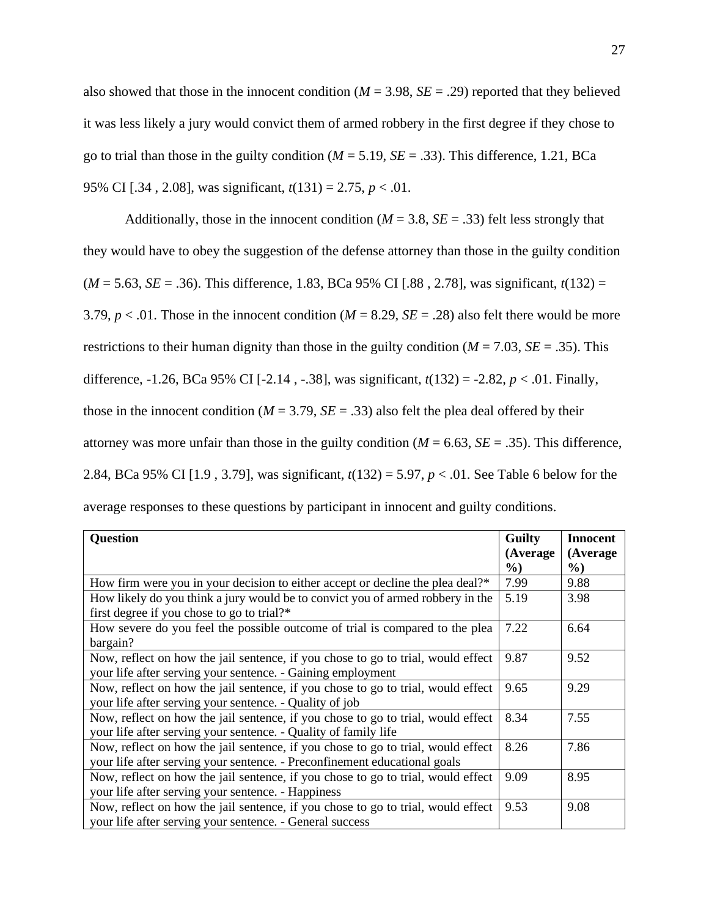also showed that those in the innocent condition ($M$ = 3.98, $SE$ = .29) reported that they believed it was less likely a jury would convict them of armed robbery in the first degree if they chose to go to trial than those in the guilty condition ($M$ = 5.19, $SE$ = .33). This difference, 1.21, BCa 95% CI [.34 , 2.08], was significant, $t(131) = 2.75$, $p < .01$.

Additionally, those in the innocent condition ($M$ = 3.8, $SE$ = .33) felt less strongly that they would have to obey the suggestion of the defense attorney than those in the guilty condition ($M$ = 5.63, $SE$ = .36). This difference, 1.83, BCa 95% CI [.88 , 2.78], was significant, $t(132) = 3.79$, $p < .01$. Those in the innocent condition ($M$ = 8.29, $SE$ = .28) also felt there would be more restrictions to their human dignity than those in the guilty condition ($M$ = 7.03, $SE$ = .35). This difference, -1.26, BCa 95% CI [-2.14 , -.38], was significant, $t(132) = -2.82$, $p < .01$. Finally, those in the innocent condition ($M$ = 3.79, $SE$ = .33) also felt the plea deal offered by their attorney was more unfair than those in the guilty condition ($M$ = 6.63, $SE$ = .35). This difference, 2.84, BCa 95% CI [1.9 , 3.79], was significant, $t(132) = 5.97$, $p < .01$. See Table 6 below for the average responses to these questions by participant in innocent and guilty conditions.

| **Question** | **Guilty (Average %)** | **Innocent (Average %)** |
|---|---|---|
| How firm were you in your decision to either accept or decline the plea deal?* | 7.99 | 9.88 |
| How likely do you think a jury would be to convict you of armed robbery in the first degree if you chose to go to trial?* | 5.19 | 3.98 |
| How severe do you feel the possible outcome of trial is compared to the plea bargain? | 7.22 | 6.64 |
| Now, reflect on how the jail sentence, if you chose to go to trial, would effect your life after serving your sentence. - Gaining employment | 9.87 | 9.52 |
| Now, reflect on how the jail sentence, if you chose to go to trial, would effect your life after serving your sentence. - Quality of job | 9.65 | 9.29 |
| Now, reflect on how the jail sentence, if you chose to go to trial, would effect your life after serving your sentence. - Quality of family life | 8.34 | 7.55 |
| Now, reflect on how the jail sentence, if you chose to go to trial, would effect your life after serving your sentence. - Preconfinement educational goals | 8.26 | 7.86 |
| Now, reflect on how the jail sentence, if you chose to go to trial, would effect your life after serving your sentence. - Happiness | 9.09 | 8.95 |
| Now, reflect on how the jail sentence, if you chose to go to trial, would effect your life after serving your sentence. - General success | 9.53 | 9.08 |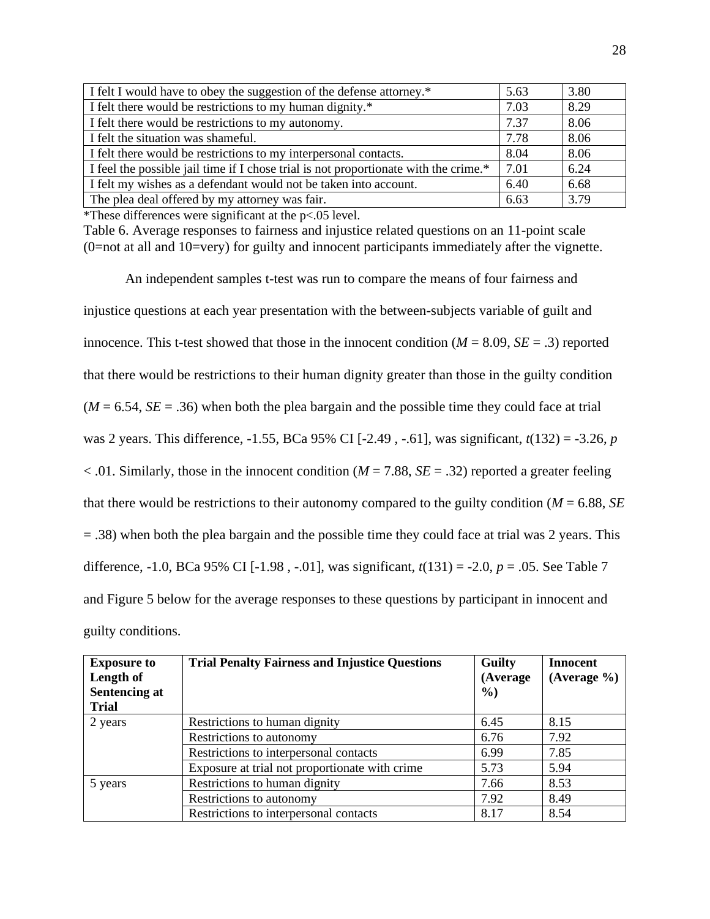| | | |
|---|---|---|
| I felt I would have to obey the suggestion of the defense attorney.* | 5.63 | 3.80 |
| I felt there would be restrictions to my human dignity.* | 7.03 | 8.29 |
| I felt there would be restrictions to my autonomy. | 7.37 | 8.06 |
| I felt the situation was shameful. | 7.78 | 8.06 |
| I felt there would be restrictions to my interpersonal contacts. | 8.04 | 8.06 |
| I feel the possible jail time if I chose trial is not proportionate with the crime.* | 7.01 | 6.24 |
| I felt my wishes as a defendant would not be taken into account. | 6.40 | 6.68 |
| The plea deal offered by my attorney was fair. | 6.63 | 3.79 |

*These differences were significant at the p<.05 level.

Table 6. Average responses to fairness and injustice related questions on an 11-point scale (0=not at all and 10=very) for guilty and innocent participants immediately after the vignette.

An independent samples t-test was run to compare the means of four fairness and injustice questions at each year presentation with the between-subjects variable of guilt and innocence. This t-test showed that those in the innocent condition (*M* = 8.09, *SE* = .3) reported that there would be restrictions to their human dignity greater than those in the guilty condition (*M* = 6.54, *SE* = .36) when both the plea bargain and the possible time they could face at trial was 2 years. This difference, -1.55, BCa 95% CI [-2.49 , -.61], was significant, $t(132) = -3.26$, $p < .01$. Similarly, those in the innocent condition (*M* = 7.88, *SE* = .32) reported a greater feeling that there would be restrictions to their autonomy compared to the guilty condition (*M* = 6.88, *SE* = .38) when both the plea bargain and the possible time they could face at trial was 2 years. This difference, -1.0, BCa 95% CI [-1.98 , -.01], was significant, $t(131) = -2.0$, $p = .05$. See Table 7 and Figure 5 below for the average responses to these questions by participant in innocent and guilty conditions.

| **Exposure to Length of Sentencing at Trial** | **Trial Penalty Fairness and Injustice Questions** | **Guilty (Average %)** | **Innocent (Average %)** |
|---|---|---|---|
| 2 years | Restrictions to human dignity | 6.45 | 8.15 |
| | Restrictions to autonomy | 6.76 | 7.92 |
| | Restrictions to interpersonal contacts | 6.99 | 7.85 |
| | Exposure at trial not proportionate with crime | 5.73 | 5.94 |
| 5 years | Restrictions to human dignity | 7.66 | 8.53 |
| | Restrictions to autonomy | 7.92 | 8.49 |
| | Restrictions to interpersonal contacts | 8.17 | 8.54 |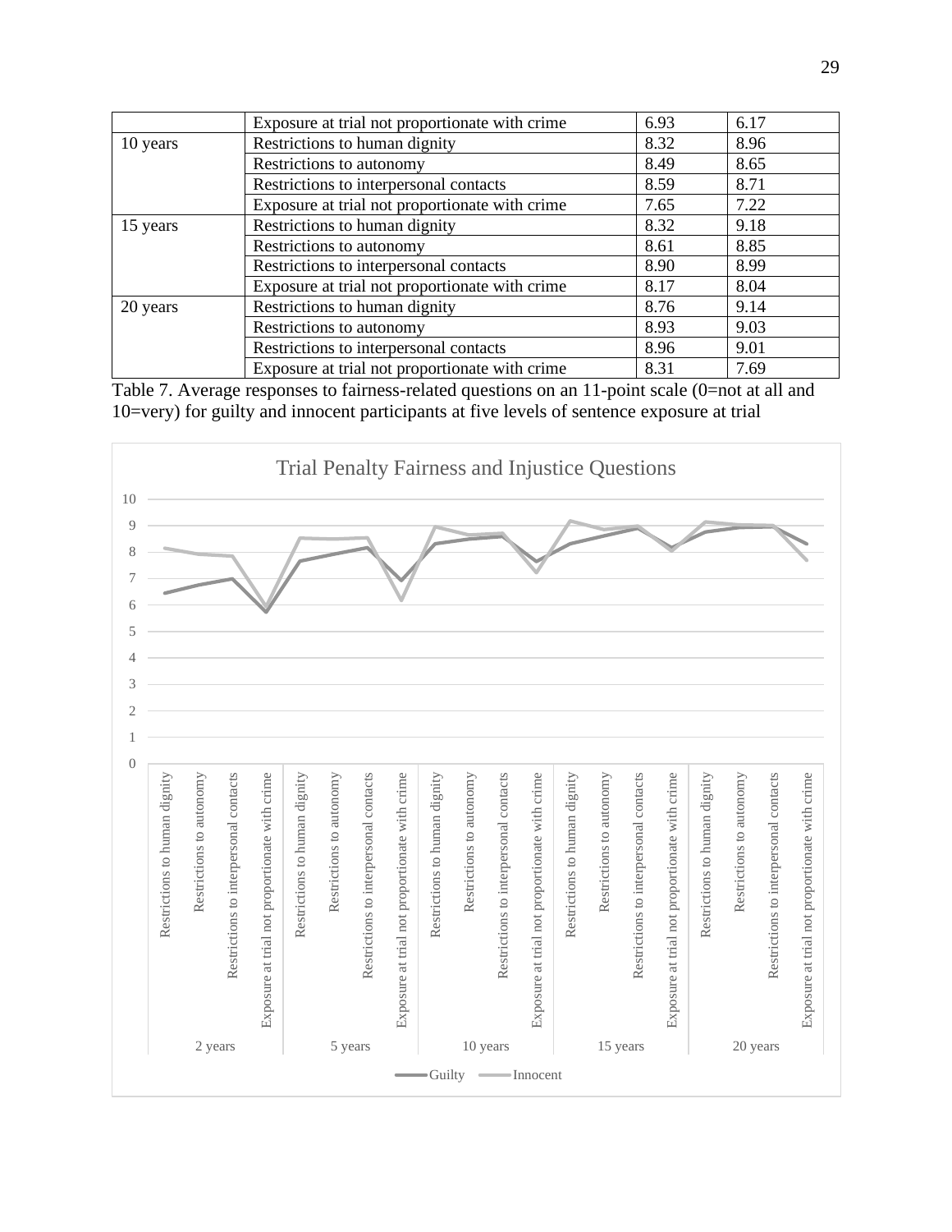| | | | |
|---|---|---|---|
| | Exposure at trial not proportionate with crime | 6.93 | 6.17 |
| 10 years | Restrictions to human dignity | 8.32 | 8.96 |
| | Restrictions to autonomy | 8.49 | 8.65 |
| | Restrictions to interpersonal contacts | 8.59 | 8.71 |
| | Exposure at trial not proportionate with crime | 7.65 | 7.22 |
| 15 years | Restrictions to human dignity | 8.32 | 9.18 |
| | Restrictions to autonomy | 8.61 | 8.85 |
| | Restrictions to interpersonal contacts | 8.90 | 8.99 |
| | Exposure at trial not proportionate with crime | 8.17 | 8.04 |
| 20 years | Restrictions to human dignity | 8.76 | 9.14 |
| | Restrictions to autonomy | 8.93 | 9.03 |
| | Restrictions to interpersonal contacts | 8.96 | 9.01 |
| | Exposure at trial not proportionate with crime | 8.31 | 7.69 |

Table 7. Average responses to fairness-related questions on an 11-point scale (0=not at all and 10=very) for guilty and innocent participants at five levels of sentence exposure at trial

Trial Penalty Fairness and Injustice Questions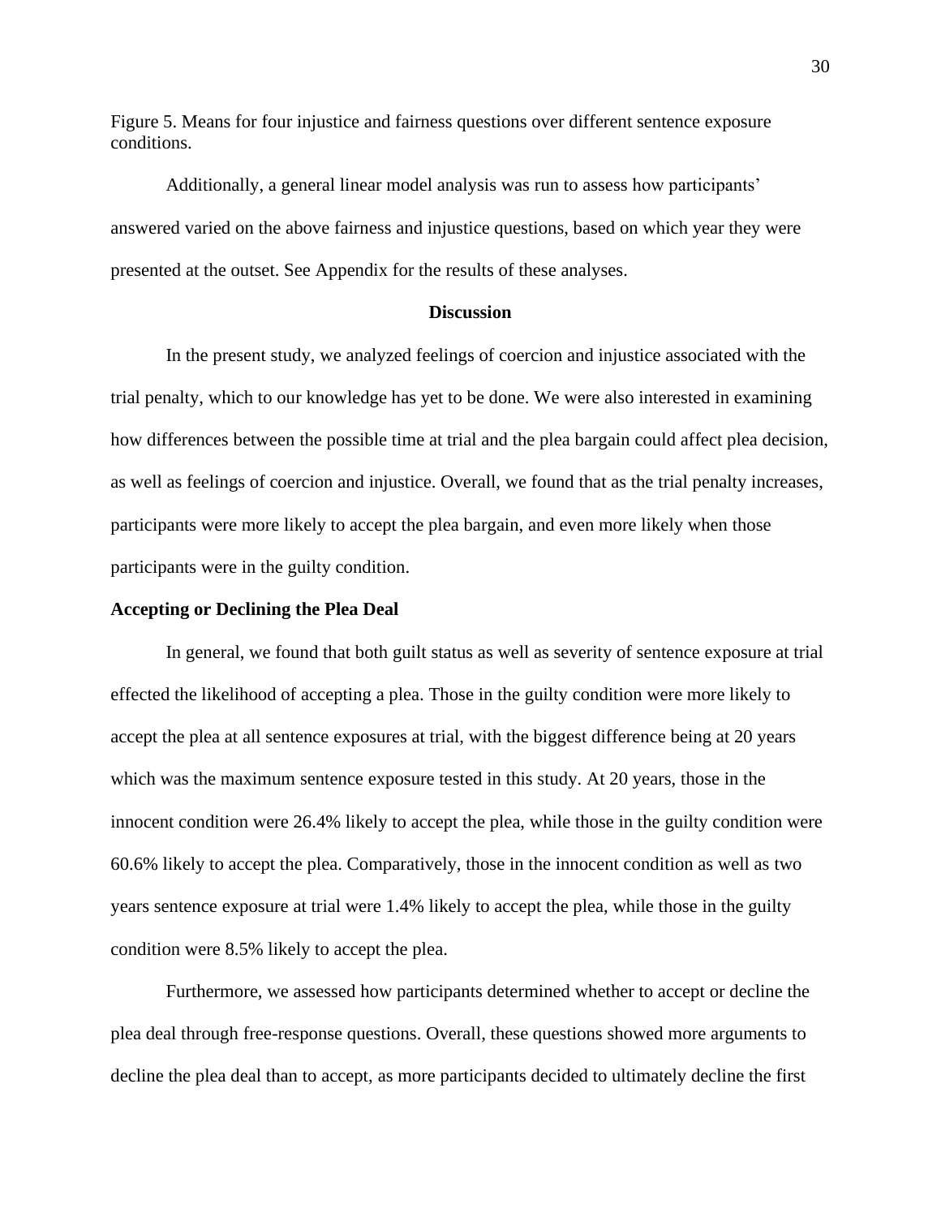Figure 5. Means for four injustice and fairness questions over different sentence exposure conditions.

Additionally, a general linear model analysis was run to assess how participants' answered varied on the above fairness and injustice questions, based on which year they were presented at the outset. See Appendix for the results of these analyses.

## Discussion

In the present study, we analyzed feelings of coercion and injustice associated with the trial penalty, which to our knowledge has yet to be done. We were also interested in examining how differences between the possible time at trial and the plea bargain could affect plea decision, as well as feelings of coercion and injustice. Overall, we found that as the trial penalty increases, participants were more likely to accept the plea bargain, and even more likely when those participants were in the guilty condition.

### Accepting or Declining the Plea Deal

In general, we found that both guilt status as well as severity of sentence exposure at trial effected the likelihood of accepting a plea. Those in the guilty condition were more likely to accept the plea at all sentence exposures at trial, with the biggest difference being at 20 years which was the maximum sentence exposure tested in this study. At 20 years, those in the innocent condition were 26.4% likely to accept the plea, while those in the guilty condition were 60.6% likely to accept the plea. Comparatively, those in the innocent condition as well as two years sentence exposure at trial were 1.4% likely to accept the plea, while those in the guilty condition were 8.5% likely to accept the plea.

Furthermore, we assessed how participants determined whether to accept or decline the plea deal through free-response questions. Overall, these questions showed more arguments to decline the plea deal than to accept, as more participants decided to ultimately decline the first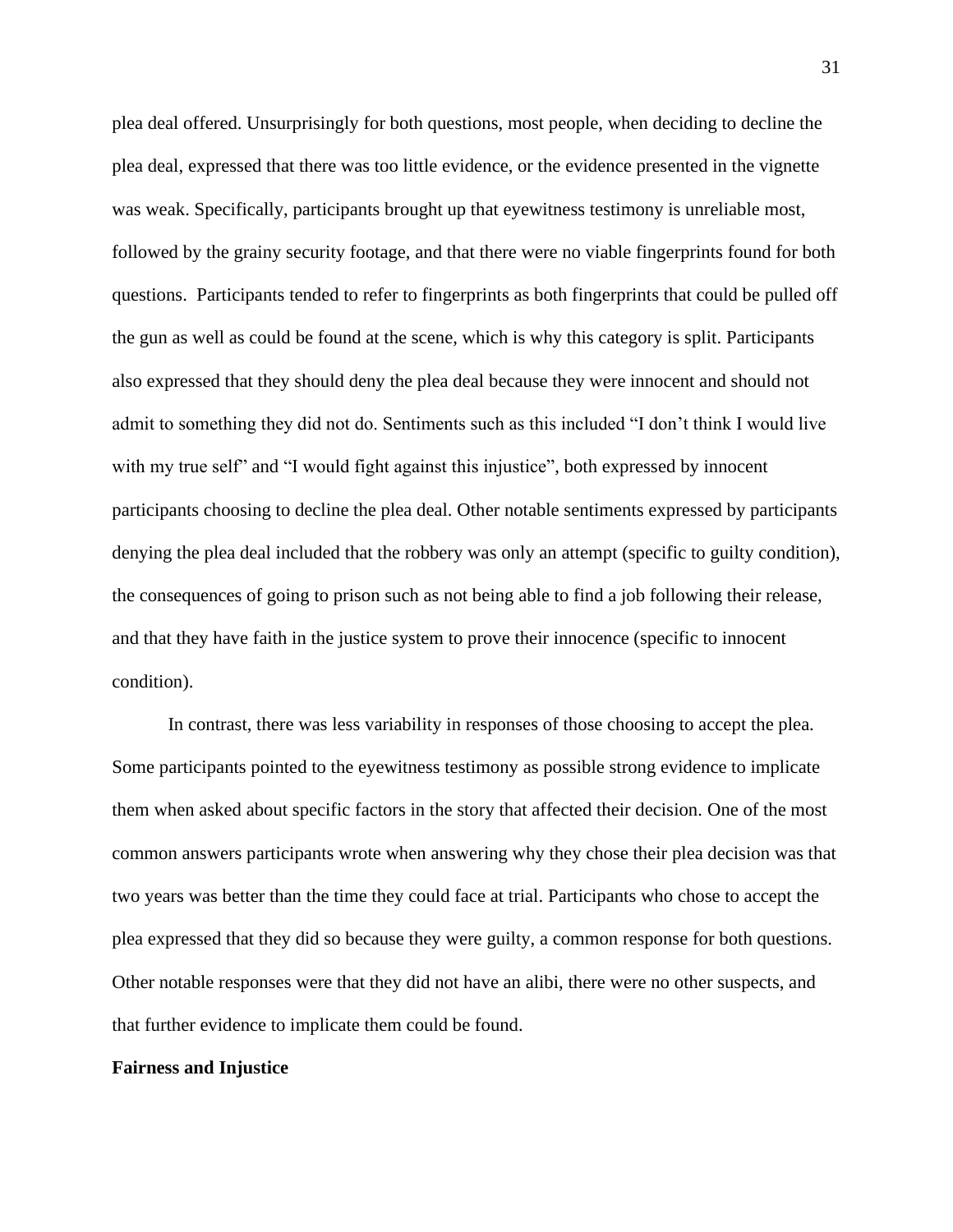plea deal offered. Unsurprisingly for both questions, most people, when deciding to decline the plea deal, expressed that there was too little evidence, or the evidence presented in the vignette was weak. Specifically, participants brought up that eyewitness testimony is unreliable most, followed by the grainy security footage, and that there were no viable fingerprints found for both questions. Participants tended to refer to fingerprints as both fingerprints that could be pulled off the gun as well as could be found at the scene, which is why this category is split. Participants also expressed that they should deny the plea deal because they were innocent and should not admit to something they did not do. Sentiments such as this included "I don't think I would live with my true self" and "I would fight against this injustice", both expressed by innocent participants choosing to decline the plea deal. Other notable sentiments expressed by participants denying the plea deal included that the robbery was only an attempt (specific to guilty condition), the consequences of going to prison such as not being able to find a job following their release, and that they have faith in the justice system to prove their innocence (specific to innocent condition).

In contrast, there was less variability in responses of those choosing to accept the plea. Some participants pointed to the eyewitness testimony as possible strong evidence to implicate them when asked about specific factors in the story that affected their decision. One of the most common answers participants wrote when answering why they chose their plea decision was that two years was better than the time they could face at trial. Participants who chose to accept the plea expressed that they did so because they were guilty, a common response for both questions. Other notable responses were that they did not have an alibi, there were no other suspects, and that further evidence to implicate them could be found.

**Fairness and Injustice**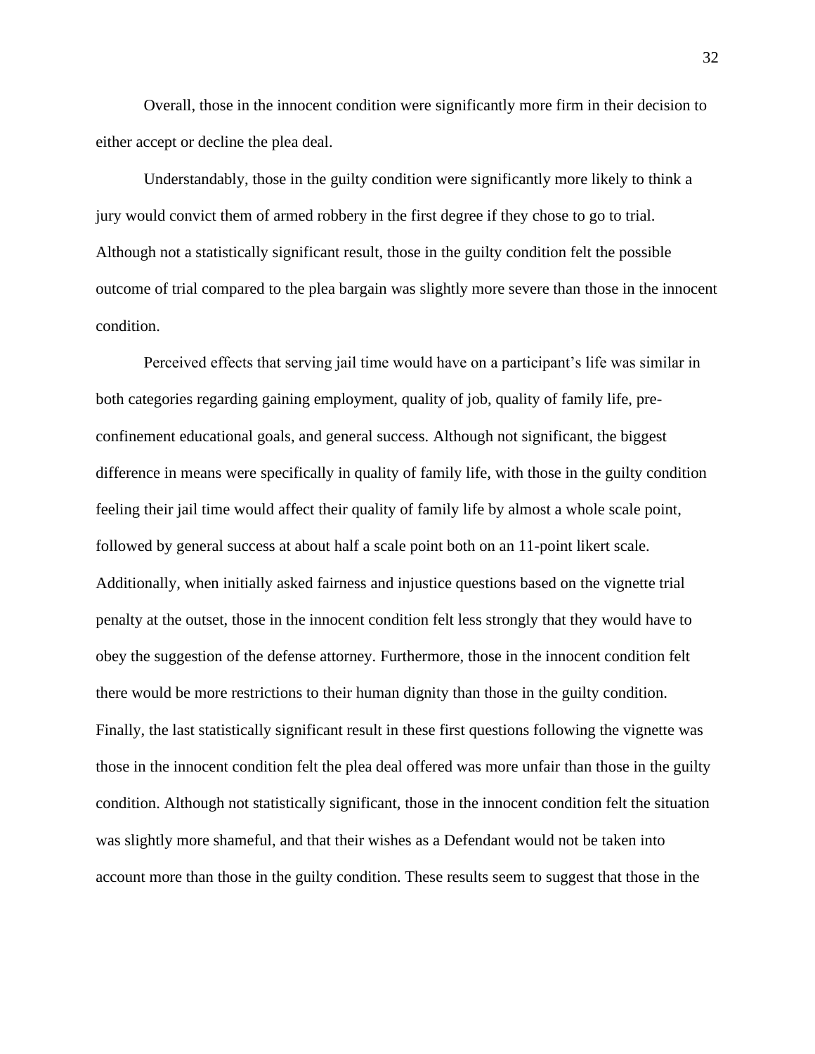Overall, those in the innocent condition were significantly more firm in their decision to either accept or decline the plea deal.

Understandably, those in the guilty condition were significantly more likely to think a jury would convict them of armed robbery in the first degree if they chose to go to trial. Although not a statistically significant result, those in the guilty condition felt the possible outcome of trial compared to the plea bargain was slightly more severe than those in the innocent condition.

Perceived effects that serving jail time would have on a participant's life was similar in both categories regarding gaining employment, quality of job, quality of family life, pre-confinement educational goals, and general success. Although not significant, the biggest difference in means were specifically in quality of family life, with those in the guilty condition feeling their jail time would affect their quality of family life by almost a whole scale point, followed by general success at about half a scale point both on an 11-point likert scale. Additionally, when initially asked fairness and injustice questions based on the vignette trial penalty at the outset, those in the innocent condition felt less strongly that they would have to obey the suggestion of the defense attorney. Furthermore, those in the innocent condition felt there would be more restrictions to their human dignity than those in the guilty condition. Finally, the last statistically significant result in these first questions following the vignette was those in the innocent condition felt the plea deal offered was more unfair than those in the guilty condition. Although not statistically significant, those in the innocent condition felt the situation was slightly more shameful, and that their wishes as a Defendant would not be taken into account more than those in the guilty condition. These results seem to suggest that those in the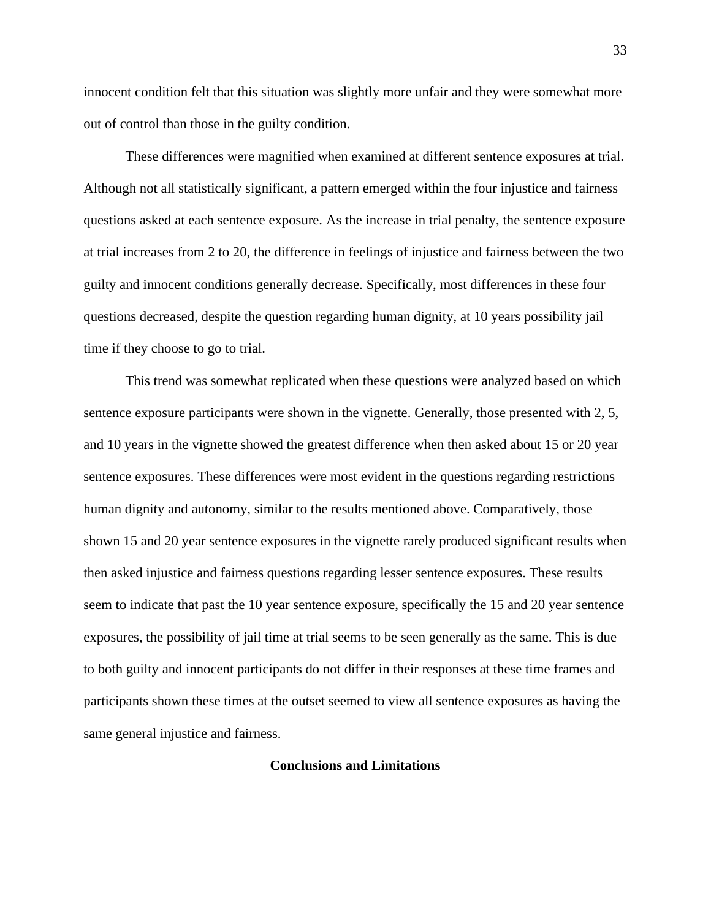innocent condition felt that this situation was slightly more unfair and they were somewhat more out of control than those in the guilty condition.

These differences were magnified when examined at different sentence exposures at trial. Although not all statistically significant, a pattern emerged within the four injustice and fairness questions asked at each sentence exposure. As the increase in trial penalty, the sentence exposure at trial increases from 2 to 20, the difference in feelings of injustice and fairness between the two guilty and innocent conditions generally decrease. Specifically, most differences in these four questions decreased, despite the question regarding human dignity, at 10 years possibility jail time if they choose to go to trial.

This trend was somewhat replicated when these questions were analyzed based on which sentence exposure participants were shown in the vignette. Generally, those presented with 2, 5, and 10 years in the vignette showed the greatest difference when then asked about 15 or 20 year sentence exposures. These differences were most evident in the questions regarding restrictions human dignity and autonomy, similar to the results mentioned above. Comparatively, those shown 15 and 20 year sentence exposures in the vignette rarely produced significant results when then asked injustice and fairness questions regarding lesser sentence exposures. These results seem to indicate that past the 10 year sentence exposure, specifically the 15 and 20 year sentence exposures, the possibility of jail time at trial seems to be seen generally as the same. This is due to both guilty and innocent participants do not differ in their responses at these time frames and participants shown these times at the outset seemed to view all sentence exposures as having the same general injustice and fairness.

## Conclusions and Limitations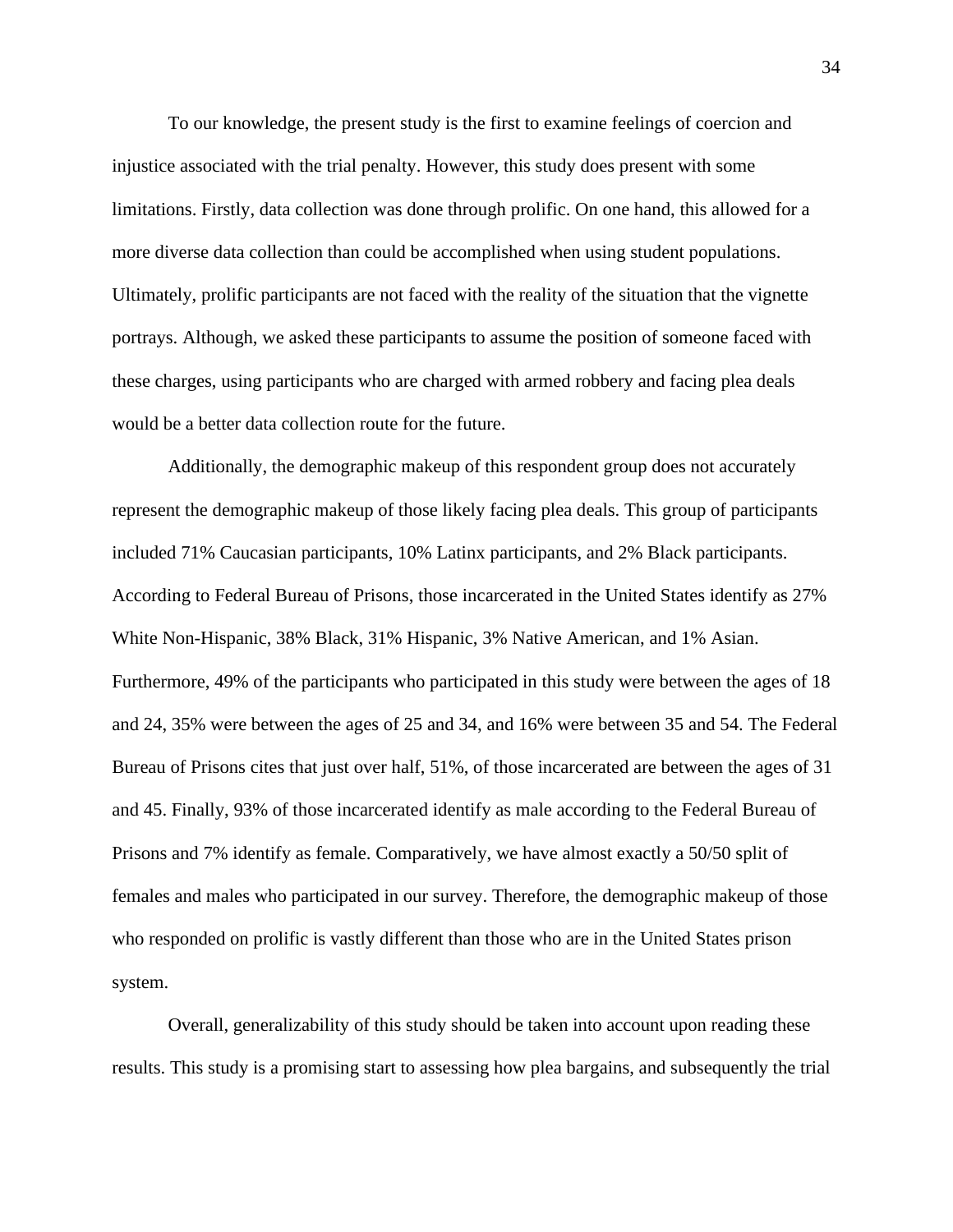To our knowledge, the present study is the first to examine feelings of coercion and injustice associated with the trial penalty. However, this study does present with some limitations. Firstly, data collection was done through prolific. On one hand, this allowed for a more diverse data collection than could be accomplished when using student populations. Ultimately, prolific participants are not faced with the reality of the situation that the vignette portrays. Although, we asked these participants to assume the position of someone faced with these charges, using participants who are charged with armed robbery and facing plea deals would be a better data collection route for the future.

Additionally, the demographic makeup of this respondent group does not accurately represent the demographic makeup of those likely facing plea deals. This group of participants included 71% Caucasian participants, 10% Latinx participants, and 2% Black participants. According to Federal Bureau of Prisons, those incarcerated in the United States identify as 27% White Non-Hispanic, 38% Black, 31% Hispanic, 3% Native American, and 1% Asian. Furthermore, 49% of the participants who participated in this study were between the ages of 18 and 24, 35% were between the ages of 25 and 34, and 16% were between 35 and 54. The Federal Bureau of Prisons cites that just over half, 51%, of those incarcerated are between the ages of 31 and 45. Finally, 93% of those incarcerated identify as male according to the Federal Bureau of Prisons and 7% identify as female. Comparatively, we have almost exactly a 50/50 split of females and males who participated in our survey. Therefore, the demographic makeup of those who responded on prolific is vastly different than those who are in the United States prison system.

Overall, generalizability of this study should be taken into account upon reading these results. This study is a promising start to assessing how plea bargains, and subsequently the trial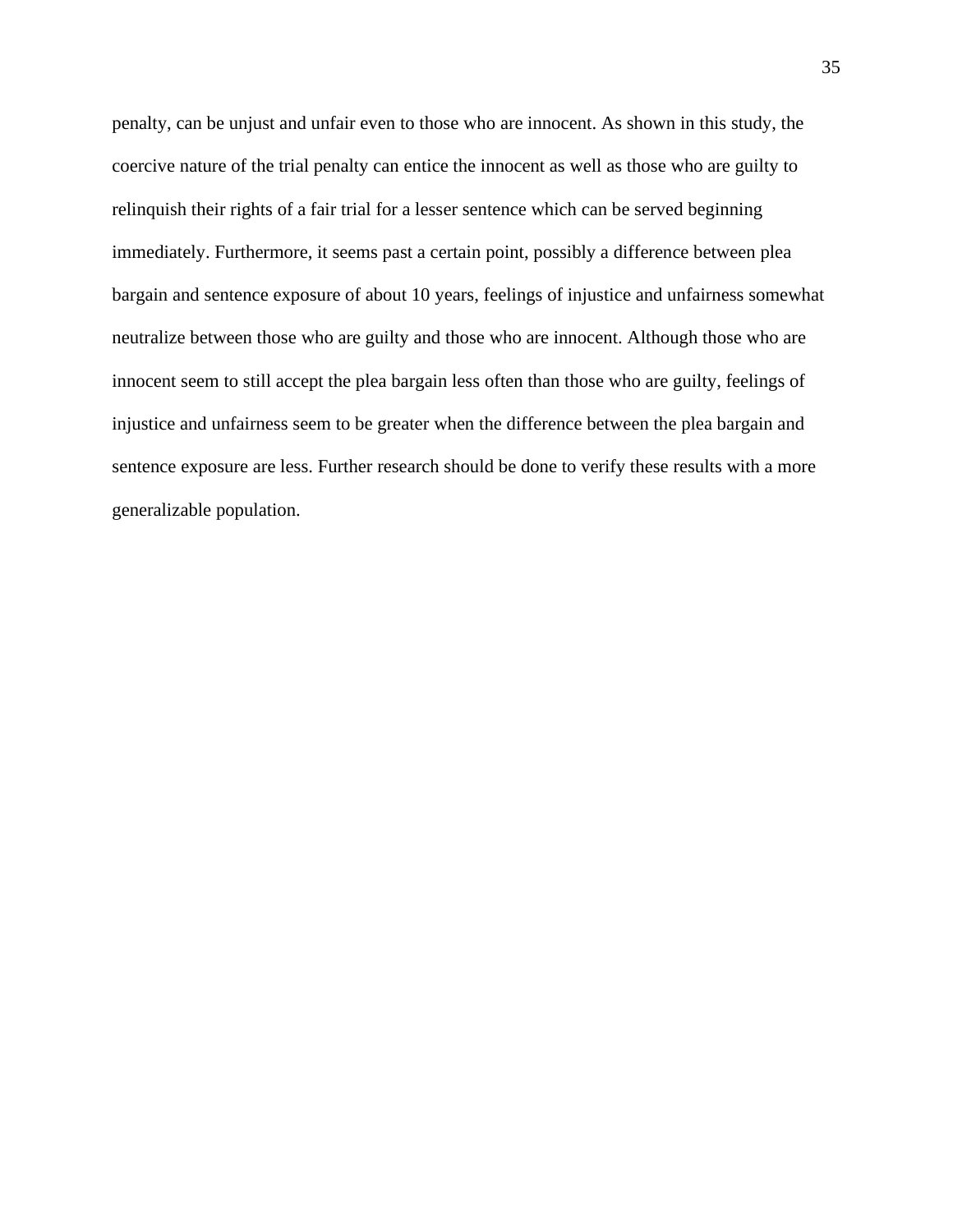penalty, can be unjust and unfair even to those who are innocent. As shown in this study, the coercive nature of the trial penalty can entice the innocent as well as those who are guilty to relinquish their rights of a fair trial for a lesser sentence which can be served beginning immediately. Furthermore, it seems past a certain point, possibly a difference between plea bargain and sentence exposure of about 10 years, feelings of injustice and unfairness somewhat neutralize between those who are guilty and those who are innocent. Although those who are innocent seem to still accept the plea bargain less often than those who are guilty, feelings of injustice and unfairness seem to be greater when the difference between the plea bargain and sentence exposure are less. Further research should be done to verify these results with a more generalizable population.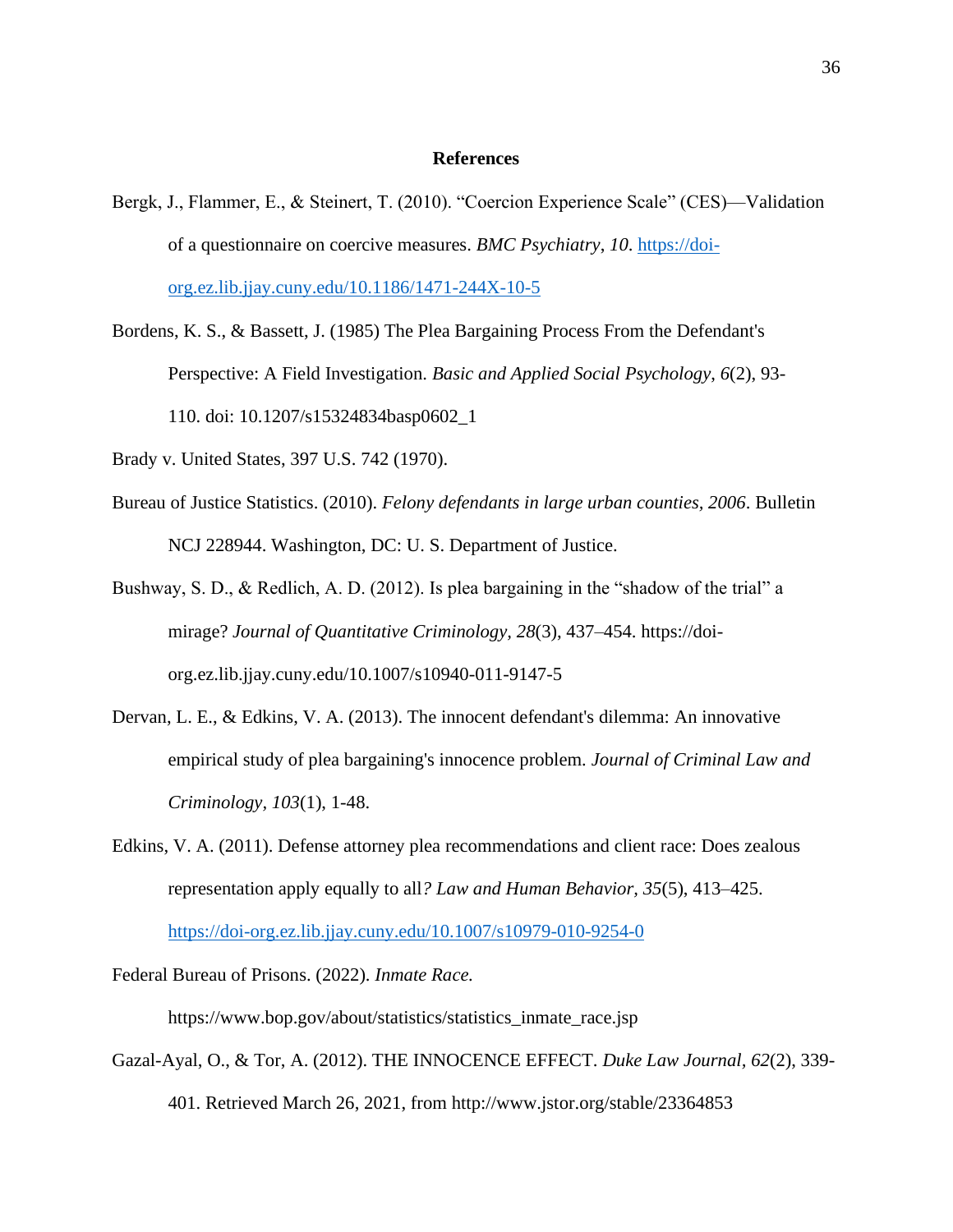# References

Bergk, J., Flammer, E., & Steinert, T. (2010). "Coercion Experience Scale" (CES)—Validation of a questionnaire on coercive measures. *BMC Psychiatry*, *10*. https://doi-org.ez.lib.jjay.cuny.edu/10.1186/1471-244X-10-5

Bordens, K. S., & Bassett, J. (1985) The Plea Bargaining Process From the Defendant's Perspective: A Field Investigation. *Basic and Applied Social Psychology*, *6*(2), 93-110. doi: 10.1207/s15324834basp0602_1

Brady v. United States, 397 U.S. 742 (1970).

Bureau of Justice Statistics. (2010). *Felony defendants in large urban counties, 2006*. Bulletin NCJ 228944. Washington, DC: U. S. Department of Justice.

Bushway, S. D., & Redlich, A. D. (2012). Is plea bargaining in the "shadow of the trial" a mirage? *Journal of Quantitative Criminology, 28*(3), 437–454. https://doi-org.ez.lib.jjay.cuny.edu/10.1007/s10940-011-9147-5

Dervan, L. E., & Edkins, V. A. (2013). The innocent defendant's dilemma: An innovative empirical study of plea bargaining's innocence problem. *Journal of Criminal Law and Criminology, 103*(1), 1-48.

Edkins, V. A. (2011). Defense attorney plea recommendations and client race: Does zealous representation apply equally to all*? Law and Human Behavior*, *35*(5), 413–425. https://doi-org.ez.lib.jjay.cuny.edu/10.1007/s10979-010-9254-0

Federal Bureau of Prisons. (2022). *Inmate Race.* https://www.bop.gov/about/statistics/statistics_inmate_race.jsp

Gazal-Ayal, O., & Tor, A. (2012). THE INNOCENCE EFFECT. *Duke Law Journal, 62*(2), 339-401. Retrieved March 26, 2021, from http://www.jstor.org/stable/23364853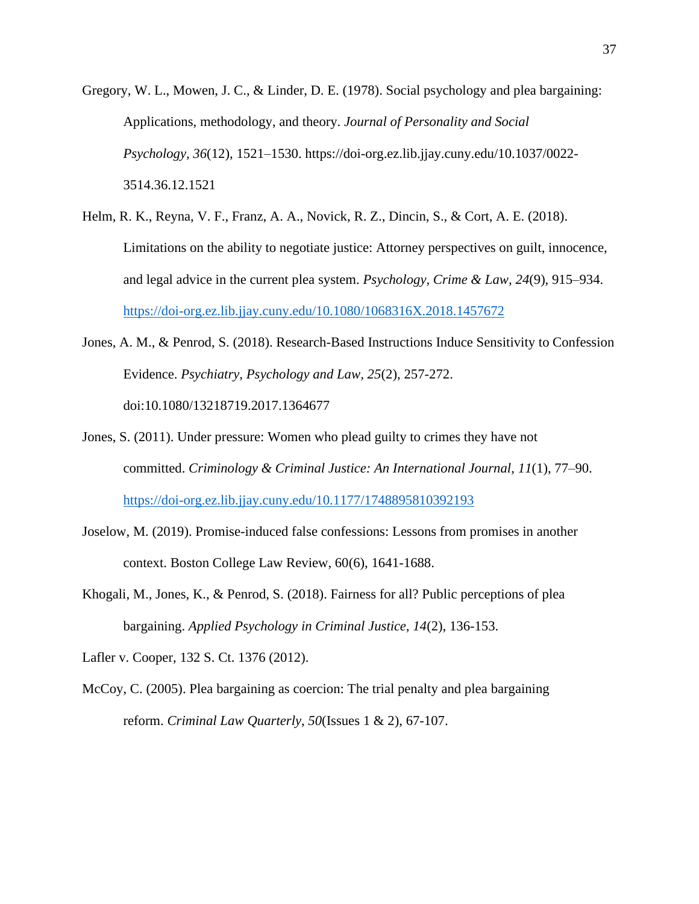Gregory, W. L., Mowen, J. C., & Linder, D. E. (1978). Social psychology and plea bargaining: Applications, methodology, and theory. *Journal of Personality and Social Psychology, 36*(12), 1521–1530. https://doi-org.ez.lib.jjay.cuny.edu/10.1037/0022-3514.36.12.1521

Helm, R. K., Reyna, V. F., Franz, A. A., Novick, R. Z., Dincin, S., & Cort, A. E. (2018). Limitations on the ability to negotiate justice: Attorney perspectives on guilt, innocence, and legal advice in the current plea system. *Psychology, Crime & Law, 24*(9), 915–934. https://doi-org.ez.lib.jjay.cuny.edu/10.1080/1068316X.2018.1457672

Jones, A. M., & Penrod, S. (2018). Research-Based Instructions Induce Sensitivity to Confession Evidence. *Psychiatry, Psychology and Law, 25*(2), 257-272. doi:10.1080/13218719.2017.1364677

Jones, S. (2011). Under pressure: Women who plead guilty to crimes they have not committed. *Criminology & Criminal Justice: An International Journal, 11*(1), 77–90. https://doi-org.ez.lib.jjay.cuny.edu/10.1177/1748895810392193

Joselow, M. (2019). Promise-induced false confessions: Lessons from promises in another context. Boston College Law Review, 60(6), 1641-1688.

Khogali, M., Jones, K., & Penrod, S. (2018). Fairness for all? Public perceptions of plea bargaining. *Applied Psychology in Criminal Justice, 14*(2), 136-153.

Lafler v. Cooper, 132 S. Ct. 1376 (2012).

McCoy, C. (2005). Plea bargaining as coercion: The trial penalty and plea bargaining reform. *Criminal Law Quarterly, 50*(Issues 1 & 2), 67-107.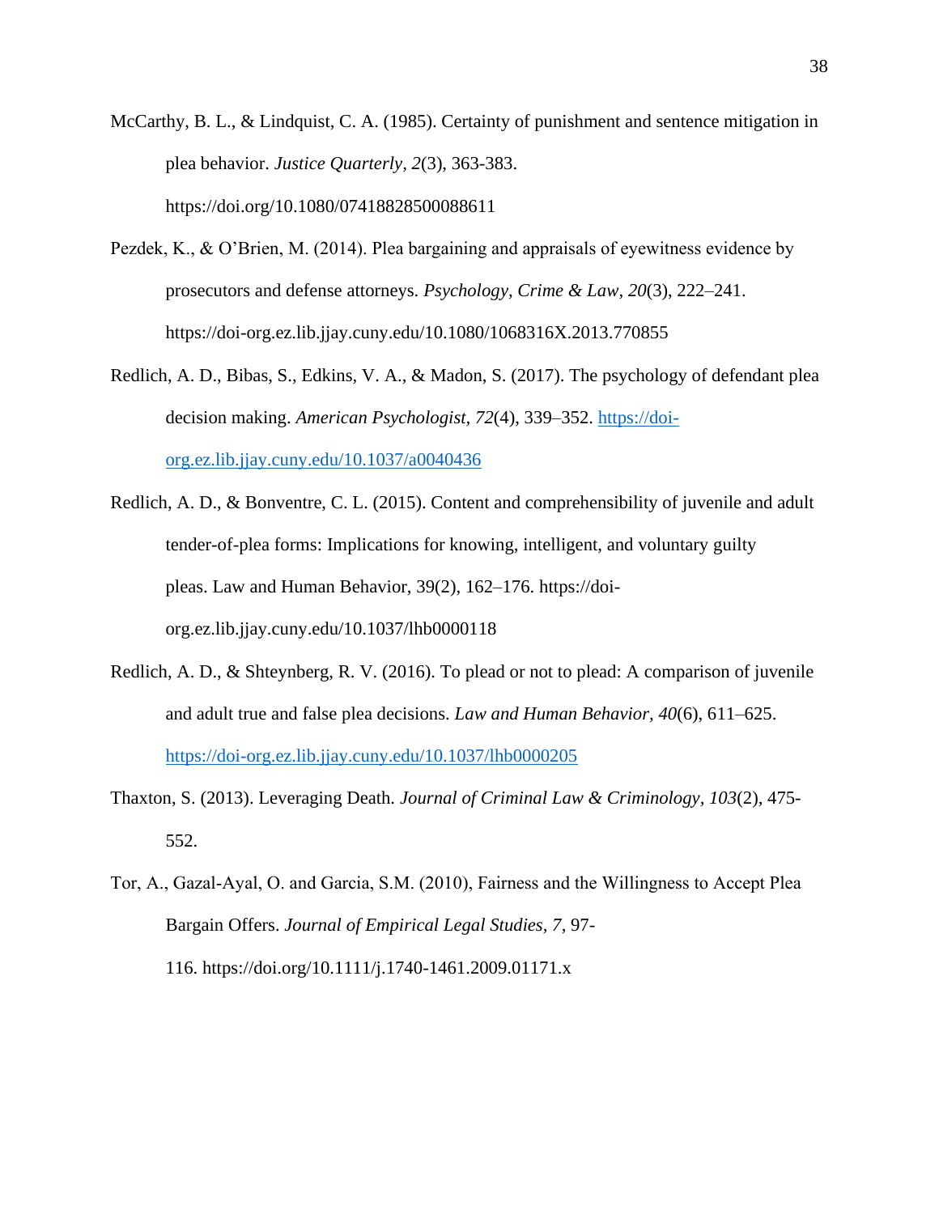McCarthy, B. L., & Lindquist, C. A. (1985). Certainty of punishment and sentence mitigation in plea behavior. *Justice Quarterly, 2*(3), 363-383. https://doi.org/10.1080/07418828500088611

Pezdek, K., & O'Brien, M. (2014). Plea bargaining and appraisals of eyewitness evidence by prosecutors and defense attorneys. *Psychology, Crime & Law*, *20*(3), 222–241. https://doi-org.ez.lib.jjay.cuny.edu/10.1080/1068316X.2013.770855

Redlich, A. D., Bibas, S., Edkins, V. A., & Madon, S. (2017). The psychology of defendant plea decision making. *American Psychologist, 72*(4), 339–352. https://doi-org.ez.lib.jjay.cuny.edu/10.1037/a0040436

Redlich, A. D., & Bonventre, C. L. (2015). Content and comprehensibility of juvenile and adult tender-of-plea forms: Implications for knowing, intelligent, and voluntary guilty pleas. Law and Human Behavior, 39(2), 162–176. https://doi-org.ez.lib.jjay.cuny.edu/10.1037/lhb0000118

Redlich, A. D., & Shteynberg, R. V. (2016). To plead or not to plead: A comparison of juvenile and adult true and false plea decisions. *Law and Human Behavior, 40*(6), 611–625. https://doi-org.ez.lib.jjay.cuny.edu/10.1037/lhb0000205

Thaxton, S. (2013). Leveraging Death. *Journal of Criminal Law & Criminology, 103*(2), 475-552.

Tor, A., Gazal-Ayal, O. and Garcia, S.M. (2010), Fairness and the Willingness to Accept Plea Bargain Offers. *Journal of Empirical Legal Studies, 7*, 97-116. https://doi.org/10.1111/j.1740-1461.2009.01171.x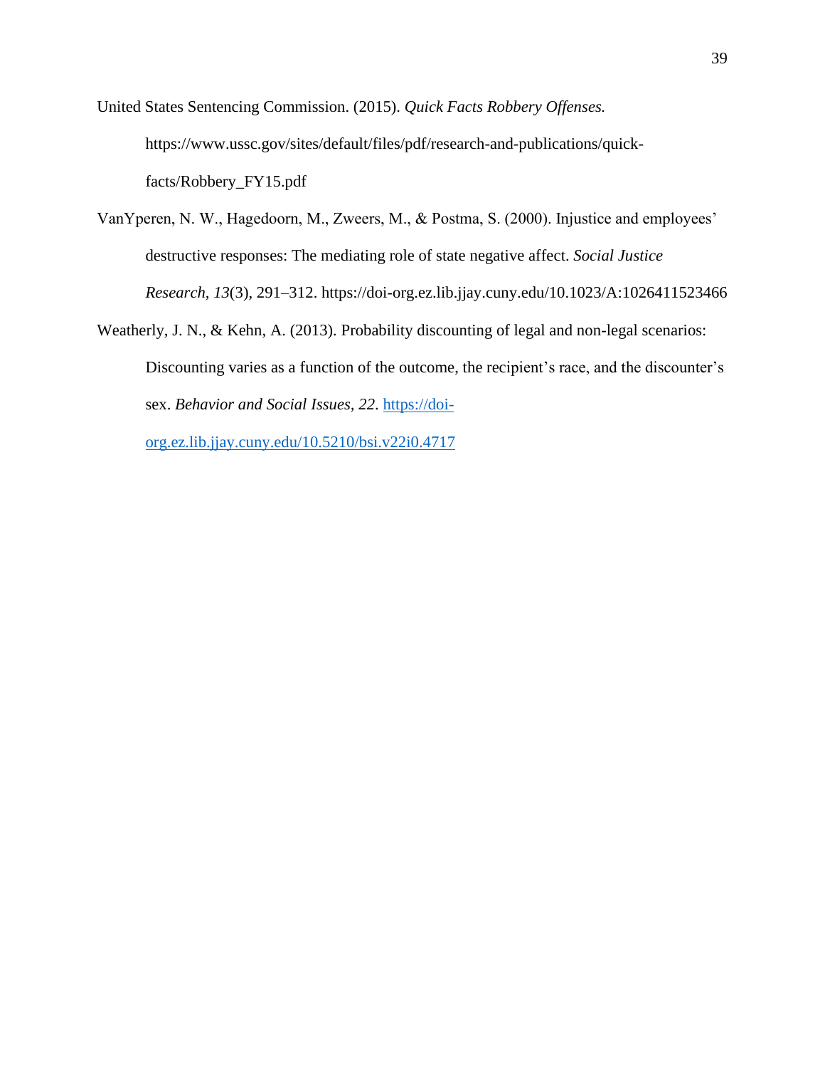United States Sentencing Commission. (2015). *Quick Facts Robbery Offenses.* https://www.ussc.gov/sites/default/files/pdf/research-and-publications/quick-facts/Robbery_FY15.pdf

VanYperen, N. W., Hagedoorn, M., Zweers, M., & Postma, S. (2000). Injustice and employees' destructive responses: The mediating role of state negative affect. *Social Justice Research, 13*(3), 291–312. https://doi-org.ez.lib.jjay.cuny.edu/10.1023/A:1026411523466

Weatherly, J. N., & Kehn, A. (2013). Probability discounting of legal and non-legal scenarios: Discounting varies as a function of the outcome, the recipient's race, and the discounter's sex. *Behavior and Social Issues, 22*. https://doi-org.ez.lib.jjay.cuny.edu/10.5210/bsi.v22i0.4717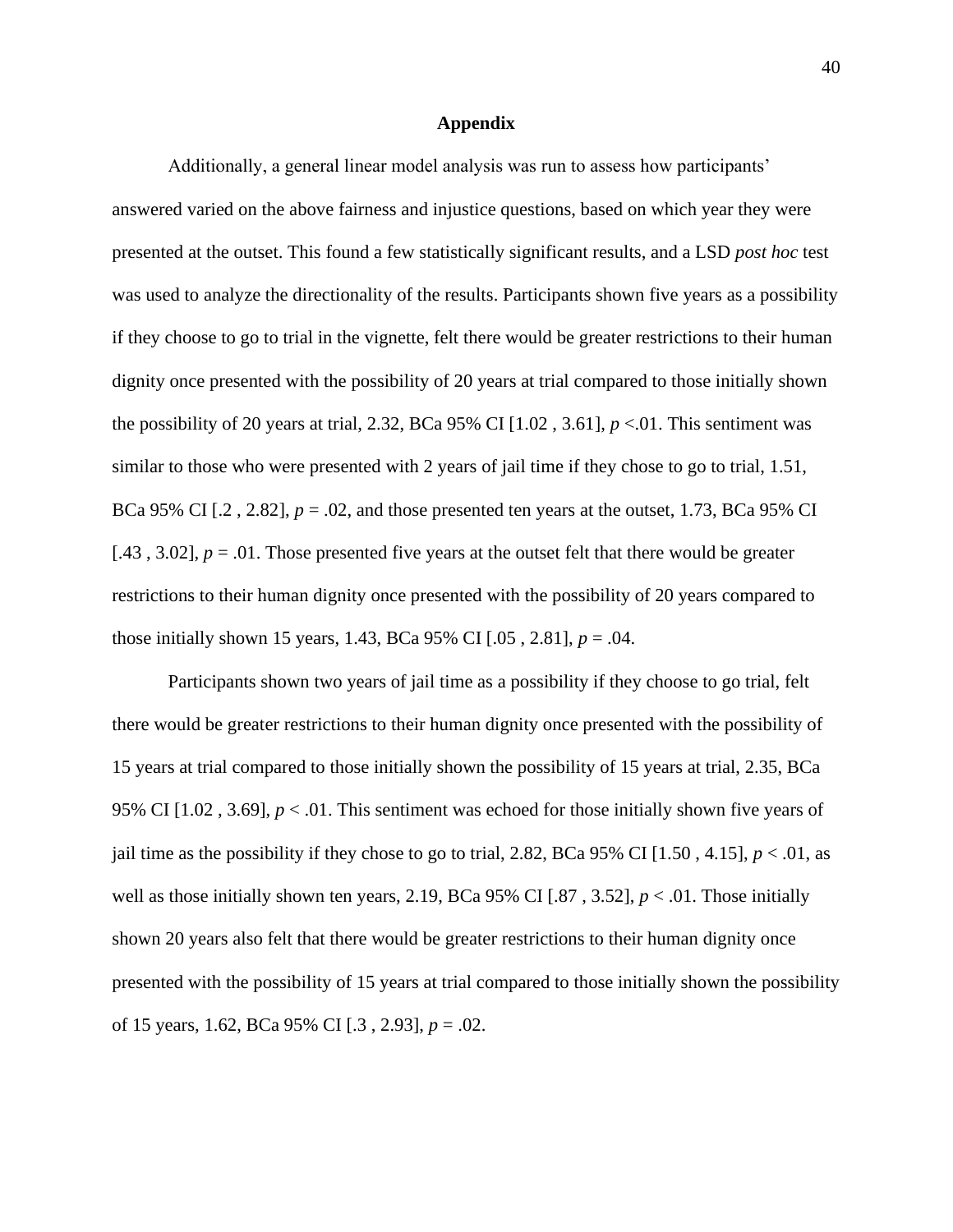# Appendix

Additionally, a general linear model analysis was run to assess how participants' answered varied on the above fairness and injustice questions, based on which year they were presented at the outset. This found a few statistically significant results, and a LSD *post hoc* test was used to analyze the directionality of the results. Participants shown five years as a possibility if they choose to go to trial in the vignette, felt there would be greater restrictions to their human dignity once presented with the possibility of 20 years at trial compared to those initially shown the possibility of 20 years at trial, 2.32, BCa 95% CI [1.02 , 3.61], $p$ <.01. This sentiment was similar to those who were presented with 2 years of jail time if they chose to go to trial, 1.51, BCa 95% CI [.2 , 2.82], $p$ = .02, and those presented ten years at the outset, 1.73, BCa 95% CI [.43 , 3.02], $p$ = .01. Those presented five years at the outset felt that there would be greater restrictions to their human dignity once presented with the possibility of 20 years compared to those initially shown 15 years, 1.43, BCa 95% CI [.05 , 2.81], $p$ = .04.

Participants shown two years of jail time as a possibility if they choose to go trial, felt there would be greater restrictions to their human dignity once presented with the possibility of 15 years at trial compared to those initially shown the possibility of 15 years at trial, 2.35, BCa 95% CI [1.02 , 3.69], $p$ < .01. This sentiment was echoed for those initially shown five years of jail time as the possibility if they chose to go to trial, 2.82, BCa 95% CI [1.50 , 4.15], $p$ < .01, as well as those initially shown ten years, 2.19, BCa 95% CI [.87 , 3.52], $p$ < .01. Those initially shown 20 years also felt that there would be greater restrictions to their human dignity once presented with the possibility of 15 years at trial compared to those initially shown the possibility of 15 years, 1.62, BCa 95% CI [.3 , 2.93], $p$ = .02.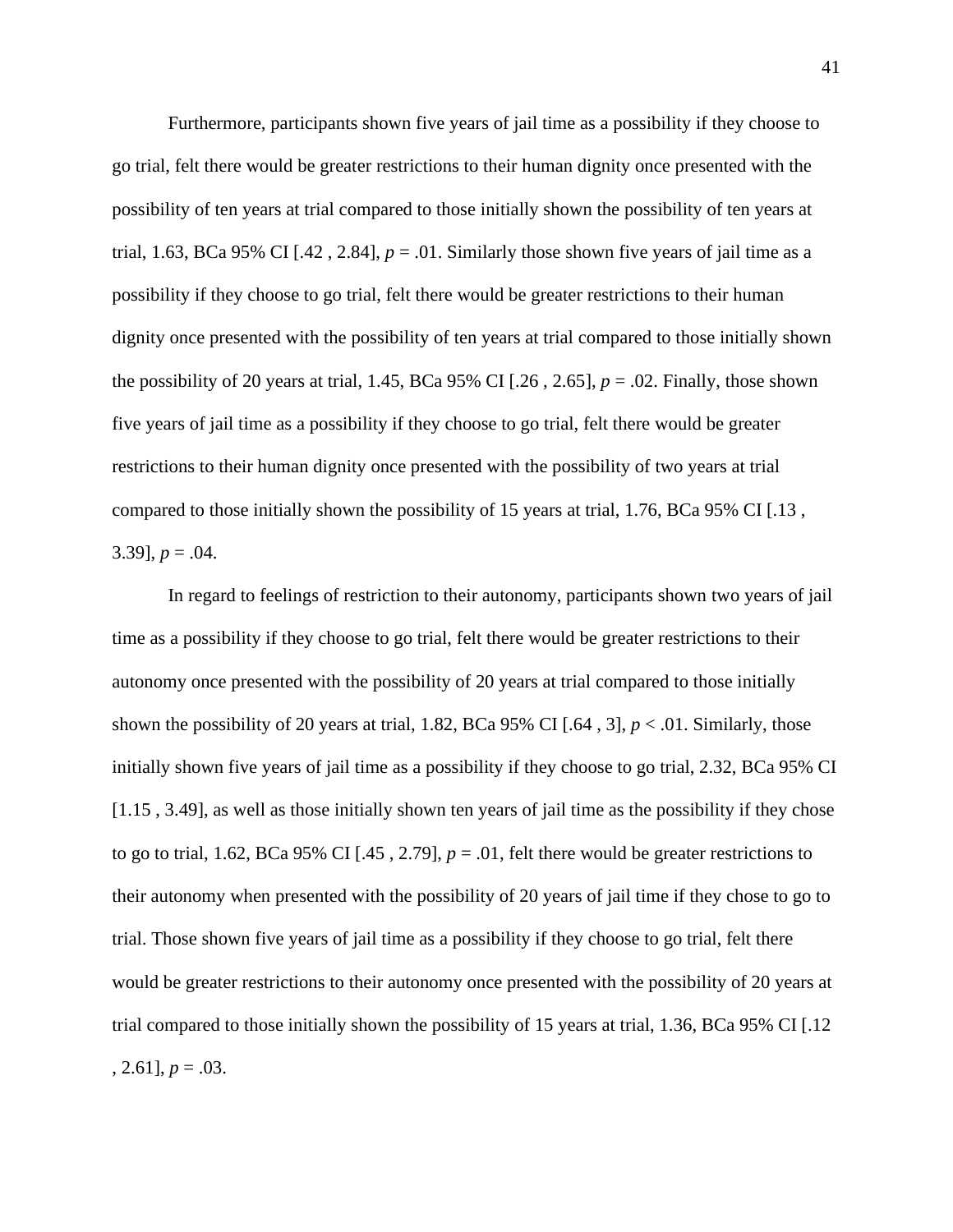Furthermore, participants shown five years of jail time as a possibility if they choose to go trial, felt there would be greater restrictions to their human dignity once presented with the possibility of ten years at trial compared to those initially shown the possibility of ten years at trial, 1.63, BCa 95% CI [.42 , 2.84], $p = .01$. Similarly those shown five years of jail time as a possibility if they choose to go trial, felt there would be greater restrictions to their human dignity once presented with the possibility of ten years at trial compared to those initially shown the possibility of 20 years at trial, 1.45, BCa 95% CI [.26 , 2.65], $p = .02$. Finally, those shown five years of jail time as a possibility if they choose to go trial, felt there would be greater restrictions to their human dignity once presented with the possibility of two years at trial compared to those initially shown the possibility of 15 years at trial, 1.76, BCa 95% CI [.13 , 3.39], $p = .04$.

In regard to feelings of restriction to their autonomy, participants shown two years of jail time as a possibility if they choose to go trial, felt there would be greater restrictions to their autonomy once presented with the possibility of 20 years at trial compared to those initially shown the possibility of 20 years at trial, 1.82, BCa 95% CI [.64 , 3], $p < .01$. Similarly, those initially shown five years of jail time as a possibility if they choose to go trial, 2.32, BCa 95% CI [1.15 , 3.49], as well as those initially shown ten years of jail time as the possibility if they chose to go to trial, 1.62, BCa 95% CI [.45 , 2.79], $p = .01$, felt there would be greater restrictions to their autonomy when presented with the possibility of 20 years of jail time if they chose to go to trial. Those shown five years of jail time as a possibility if they choose to go trial, felt there would be greater restrictions to their autonomy once presented with the possibility of 20 years at trial compared to those initially shown the possibility of 15 years at trial, 1.36, BCa 95% CI [.12 , 2.61], $p = .03$.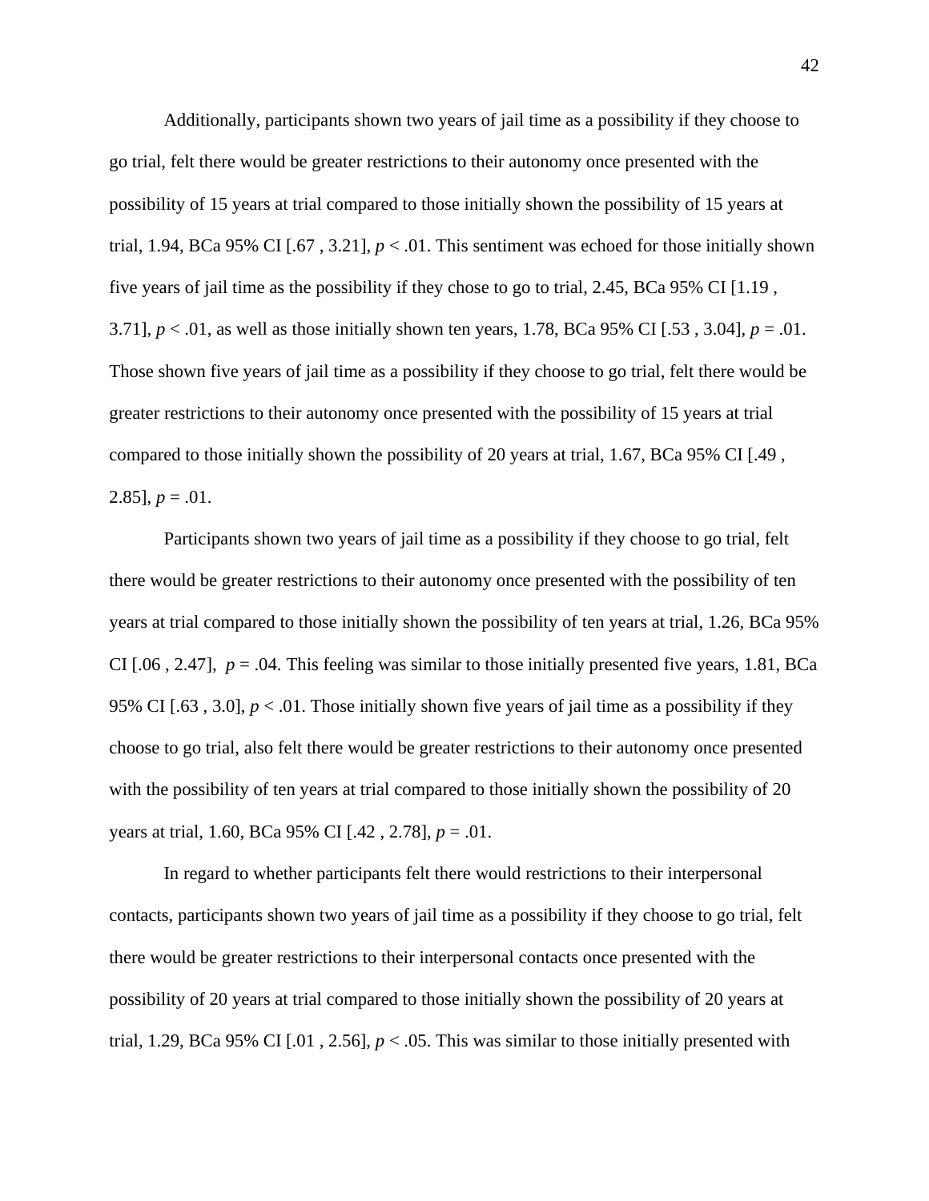Additionally, participants shown two years of jail time as a possibility if they choose to go trial, felt there would be greater restrictions to their autonomy once presented with the possibility of 15 years at trial compared to those initially shown the possibility of 15 years at trial, 1.94, BCa 95% CI [.67 , 3.21], $p < .01$. This sentiment was echoed for those initially shown five years of jail time as the possibility if they chose to go to trial, 2.45, BCa 95% CI [1.19 , 3.71], $p < .01$, as well as those initially shown ten years, 1.78, BCa 95% CI [.53 , 3.04], $p = .01$. Those shown five years of jail time as a possibility if they choose to go trial, felt there would be greater restrictions to their autonomy once presented with the possibility of 15 years at trial compared to those initially shown the possibility of 20 years at trial, 1.67, BCa 95% CI [.49 , 2.85], $p = .01$.

Participants shown two years of jail time as a possibility if they choose to go trial, felt there would be greater restrictions to their autonomy once presented with the possibility of ten years at trial compared to those initially shown the possibility of ten years at trial, 1.26, BCa 95% CI [.06 , 2.47], $p = .04$. This feeling was similar to those initially presented five years, 1.81, BCa 95% CI [.63 , 3.0], $p < .01$. Those initially shown five years of jail time as a possibility if they choose to go trial, also felt there would be greater restrictions to their autonomy once presented with the possibility of ten years at trial compared to those initially shown the possibility of 20 years at trial, 1.60, BCa 95% CI [.42 , 2.78], $p = .01$.

In regard to whether participants felt there would restrictions to their interpersonal contacts, participants shown two years of jail time as a possibility if they choose to go trial, felt there would be greater restrictions to their interpersonal contacts once presented with the possibility of 20 years at trial compared to those initially shown the possibility of 20 years at trial, 1.29, BCa 95% CI [.01 , 2.56], $p < .05$. This was similar to those initially presented with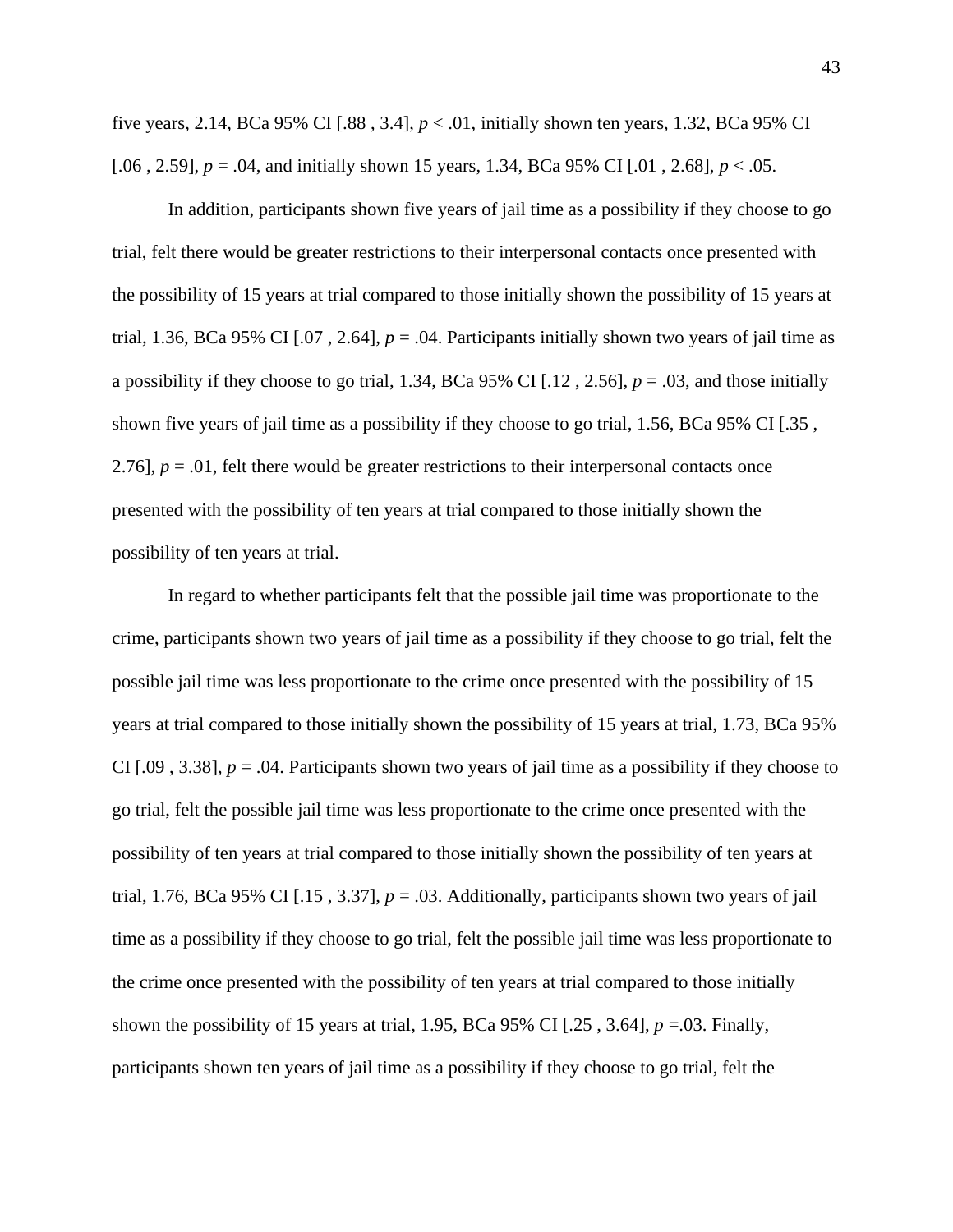five years, 2.14, BCa 95% CI [.88 , 3.4], $p < .01$, initially shown ten years, 1.32, BCa 95% CI [.06 , 2.59], $p = .04$, and initially shown 15 years, 1.34, BCa 95% CI [.01 , 2.68], $p < .05$.

In addition, participants shown five years of jail time as a possibility if they choose to go trial, felt there would be greater restrictions to their interpersonal contacts once presented with the possibility of 15 years at trial compared to those initially shown the possibility of 15 years at trial, 1.36, BCa 95% CI [.07 , 2.64], $p = .04$. Participants initially shown two years of jail time as a possibility if they choose to go trial, 1.34, BCa 95% CI [.12 , 2.56], $p = .03$, and those initially shown five years of jail time as a possibility if they choose to go trial, 1.56, BCa 95% CI [.35 , 2.76], $p = .01$, felt there would be greater restrictions to their interpersonal contacts once presented with the possibility of ten years at trial compared to those initially shown the possibility of ten years at trial.

In regard to whether participants felt that the possible jail time was proportionate to the crime, participants shown two years of jail time as a possibility if they choose to go trial, felt the possible jail time was less proportionate to the crime once presented with the possibility of 15 years at trial compared to those initially shown the possibility of 15 years at trial, 1.73, BCa 95% CI [.09 , 3.38], $p = .04$. Participants shown two years of jail time as a possibility if they choose to go trial, felt the possible jail time was less proportionate to the crime once presented with the possibility of ten years at trial compared to those initially shown the possibility of ten years at trial, 1.76, BCa 95% CI [.15 , 3.37], $p = .03$. Additionally, participants shown two years of jail time as a possibility if they choose to go trial, felt the possible jail time was less proportionate to the crime once presented with the possibility of ten years at trial compared to those initially shown the possibility of 15 years at trial, 1.95, BCa 95% CI [.25 , 3.64], $p =.03$. Finally, participants shown ten years of jail time as a possibility if they choose to go trial, felt the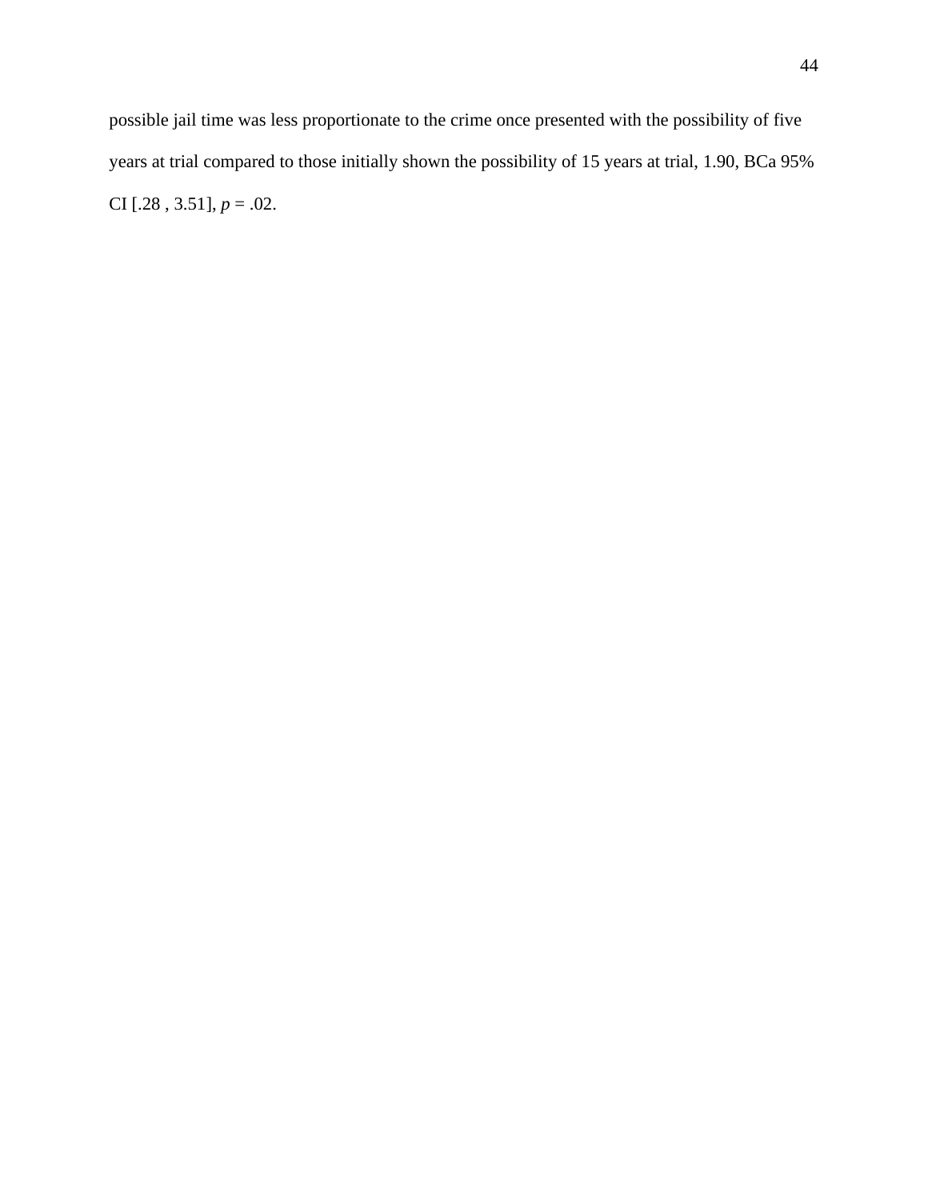possible jail time was less proportionate to the crime once presented with the possibility of five years at trial compared to those initially shown the possibility of 15 years at trial, 1.90, BCa 95% CI [.28 , 3.51], $p = .02$.